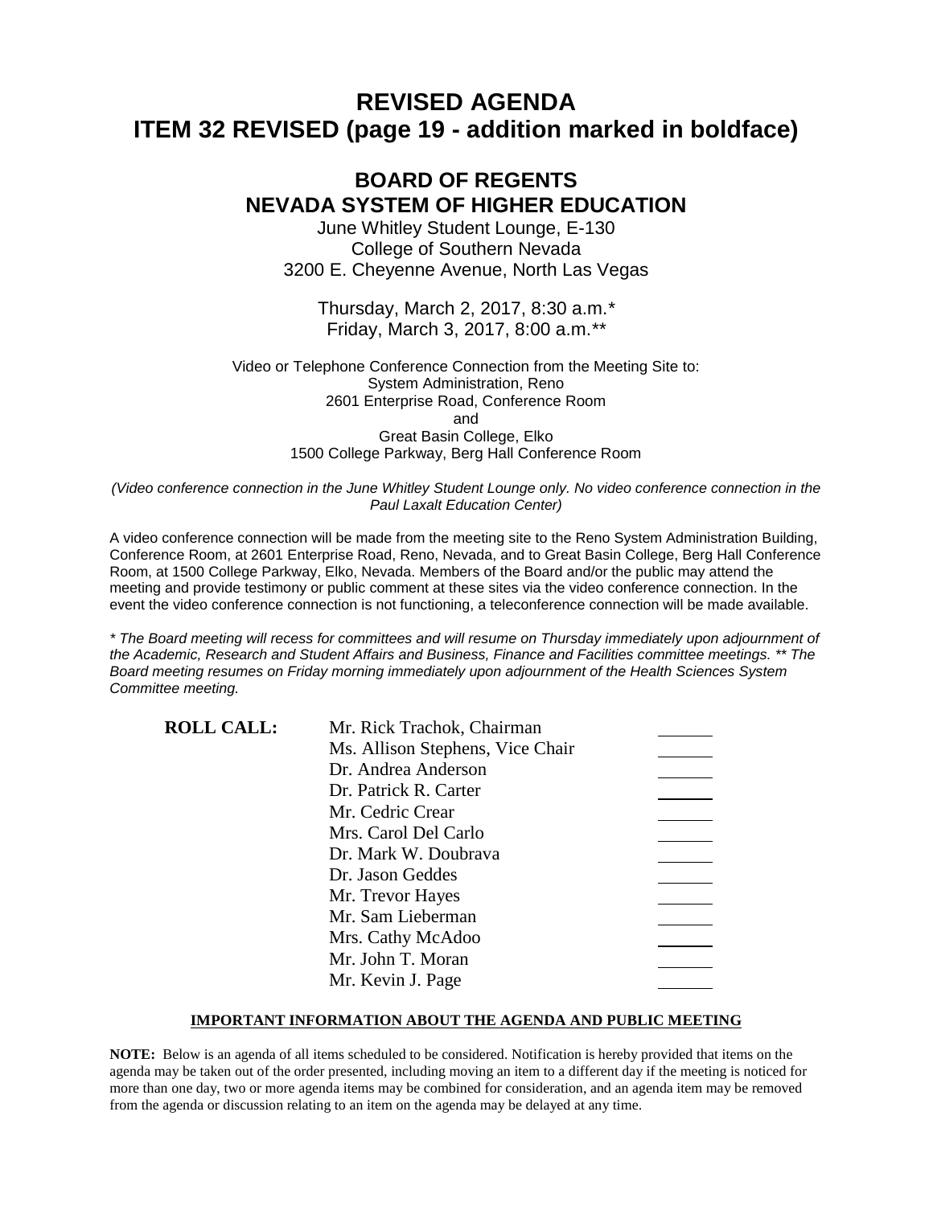# REVISED AGENDA
# ITEM 32 REVISED (page 19 - addition marked in boldface)

## BOARD OF REGENTS
## NEVADA SYSTEM OF HIGHER EDUCATION

June Whitley Student Lounge, E-130
College of Southern Nevada
3200 E. Cheyenne Avenue, North Las Vegas

Thursday, March 2, 2017, 8:30 a.m.*
Friday, March 3, 2017, 8:00 a.m.**

Video or Telephone Conference Connection from the Meeting Site to:
System Administration, Reno
2601 Enterprise Road, Conference Room
and
Great Basin College, Elko
1500 College Parkway, Berg Hall Conference Room

*(Video conference connection in the June Whitley Student Lounge only. No video conference connection in the Paul Laxalt Education Center)*

A video conference connection will be made from the meeting site to the Reno System Administration Building, Conference Room, at 2601 Enterprise Road, Reno, Nevada, and to Great Basin College, Berg Hall Conference Room, at 1500 College Parkway, Elko, Nevada. Members of the Board and/or the public may attend the meeting and provide testimony or public comment at these sites via the video conference connection. In the event the video conference connection is not functioning, a teleconference connection will be made available.

*\* The Board meeting will recess for committees and will resume on Thursday immediately upon adjournment of the Academic, Research and Student Affairs and Business, Finance and Facilities committee meetings. \*\* The Board meeting resumes on Friday morning immediately upon adjournment of the Health Sciences System Committee meeting.*

| | | |
|---|---|---|
| **ROLL CALL:** | Mr. Rick Trachok, Chairman | ______ |
| | Ms. Allison Stephens, Vice Chair | ______ |
| | Dr. Andrea Anderson | ______ |
| | Dr. Patrick R. Carter | ______ |
| | Mr. Cedric Crear | ______ |
| | Mrs. Carol Del Carlo | ______ |
| | Dr. Mark W. Doubrava | ______ |
| | Dr. Jason Geddes | ______ |
| | Mr. Trevor Hayes | ______ |
| | Mr. Sam Lieberman | ______ |
| | Mrs. Cathy McAdoo | ______ |
| | Mr. John T. Moran | ______ |
| | Mr. Kevin J. Page | ______ |

**IMPORTANT INFORMATION ABOUT THE AGENDA AND PUBLIC MEETING**

**NOTE:** Below is an agenda of all items scheduled to be considered. Notification is hereby provided that items on the agenda may be taken out of the order presented, including moving an item to a different day if the meeting is noticed for more than one day, two or more agenda items may be combined for consideration, and an agenda item may be removed from the agenda or discussion relating to an item on the agenda may be delayed at any time.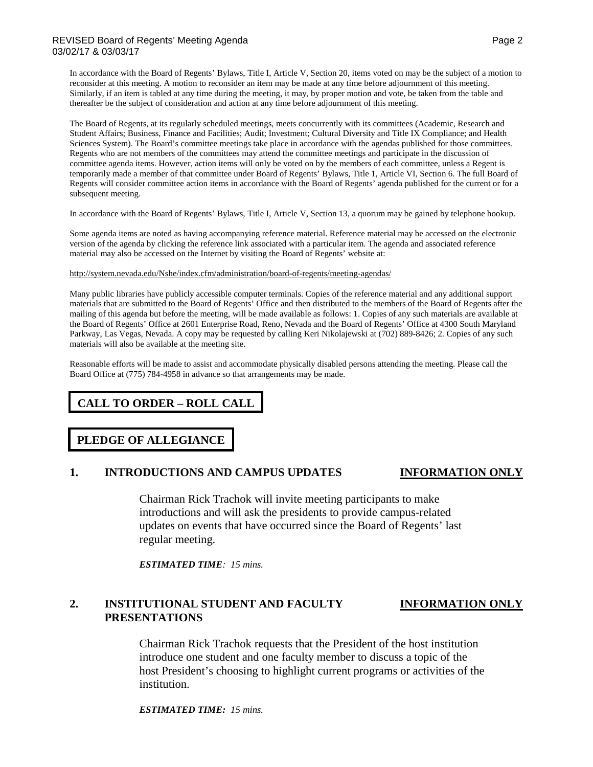In accordance with the Board of Regents' Bylaws, Title I, Article V, Section 20, items voted on may be the subject of a motion to reconsider at this meeting. A motion to reconsider an item may be made at any time before adjournment of this meeting. Similarly, if an item is tabled at any time during the meeting, it may, by proper motion and vote, be taken from the table and thereafter be the subject of consideration and action at any time before adjournment of this meeting.

The Board of Regents, at its regularly scheduled meetings, meets concurrently with its committees (Academic, Research and Student Affairs; Business, Finance and Facilities; Audit; Investment; Cultural Diversity and Title IX Compliance; and Health Sciences System). The Board's committee meetings take place in accordance with the agendas published for those committees. Regents who are not members of the committees may attend the committee meetings and participate in the discussion of committee agenda items. However, action items will only be voted on by the members of each committee, unless a Regent is temporarily made a member of that committee under Board of Regents' Bylaws, Title 1, Article VI, Section 6. The full Board of Regents will consider committee action items in accordance with the Board of Regents' agenda published for the current or for a subsequent meeting.

In accordance with the Board of Regents' Bylaws, Title I, Article V, Section 13, a quorum may be gained by telephone hookup.

Some agenda items are noted as having accompanying reference material. Reference material may be accessed on the electronic version of the agenda by clicking the reference link associated with a particular item. The agenda and associated reference material may also be accessed on the Internet by visiting the Board of Regents' website at:

http://system.nevada.edu/Nshe/index.cfm/administration/board-of-regents/meeting-agendas/

Many public libraries have publicly accessible computer terminals. Copies of the reference material and any additional support materials that are submitted to the Board of Regents' Office and then distributed to the members of the Board of Regents after the mailing of this agenda but before the meeting, will be made available as follows: 1. Copies of any such materials are available at the Board of Regents' Office at 2601 Enterprise Road, Reno, Nevada and the Board of Regents' Office at 4300 South Maryland Parkway, Las Vegas, Nevada. A copy may be requested by calling Keri Nikolajewski at (702) 889-8426; 2. Copies of any such materials will also be available at the meeting site.

Reasonable efforts will be made to assist and accommodate physically disabled persons attending the meeting. Please call the Board Office at (775) 784-4958 in advance so that arrangements may be made.

## CALL TO ORDER – ROLL CALL

## PLEDGE OF ALLEGIANCE

## 1. INTRODUCTIONS AND CAMPUS UPDATES — INFORMATION ONLY

Chairman Rick Trachok will invite meeting participants to make introductions and will ask the presidents to provide campus-related updates on events that have occurred since the Board of Regents' last regular meeting.

***ESTIMATED TIME**: 15 mins.*

## 2. INSTITUTIONAL STUDENT AND FACULTY PRESENTATIONS — INFORMATION ONLY

Chairman Rick Trachok requests that the President of the host institution introduce one student and one faculty member to discuss a topic of the host President's choosing to highlight current programs or activities of the institution.

***ESTIMATED TIME:** 15 mins.*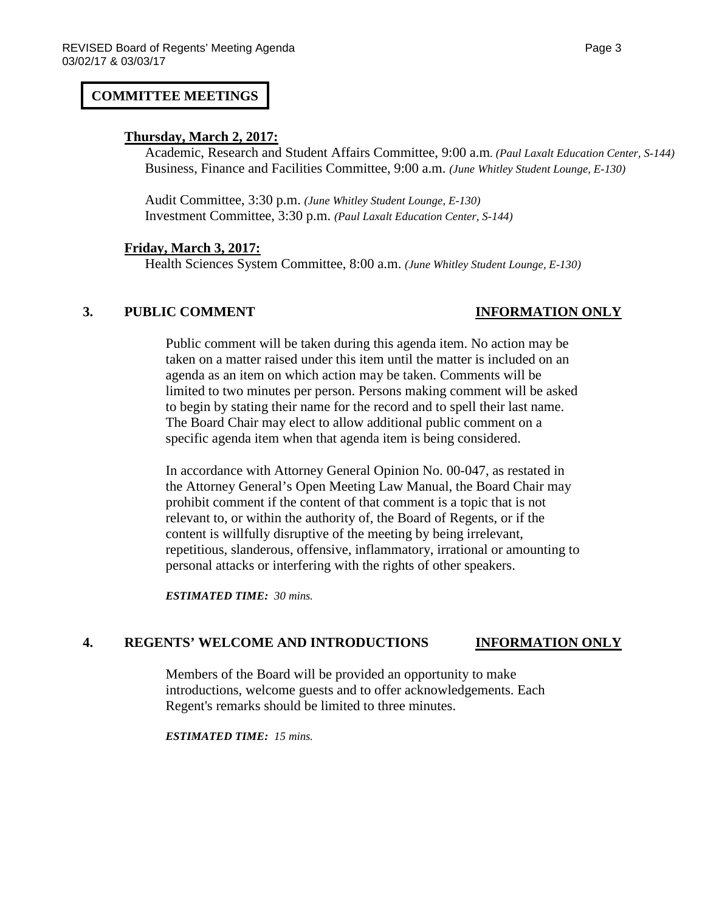## COMMITTEE MEETINGS

**Thursday, March 2, 2017:**

Academic, Research and Student Affairs Committee, 9:00 a.m. *(Paul Laxalt Education Center, S-144)*
Business, Finance and Facilities Committee, 9:00 a.m. *(June Whitley Student Lounge, E-130)*

Audit Committee, 3:30 p.m. *(June Whitley Student Lounge, E-130)*
Investment Committee, 3:30 p.m. *(Paul Laxalt Education Center, S-144)*

**Friday, March 3, 2017:**

Health Sciences System Committee, 8:00 a.m. *(June Whitley Student Lounge, E-130)*

## 3. PUBLIC COMMENT — INFORMATION ONLY

Public comment will be taken during this agenda item. No action may be taken on a matter raised under this item until the matter is included on an agenda as an item on which action may be taken. Comments will be limited to two minutes per person. Persons making comment will be asked to begin by stating their name for the record and to spell their last name. The Board Chair may elect to allow additional public comment on a specific agenda item when that agenda item is being considered.

In accordance with Attorney General Opinion No. 00-047, as restated in the Attorney General's Open Meeting Law Manual, the Board Chair may prohibit comment if the content of that comment is a topic that is not relevant to, or within the authority of, the Board of Regents, or if the content is willfully disruptive of the meeting by being irrelevant, repetitious, slanderous, offensive, inflammatory, irrational or amounting to personal attacks or interfering with the rights of other speakers.

***ESTIMATED TIME:** 30 mins.*

## 4. REGENTS' WELCOME AND INTRODUCTIONS — INFORMATION ONLY

Members of the Board will be provided an opportunity to make introductions, welcome guests and to offer acknowledgements. Each Regent's remarks should be limited to three minutes.

***ESTIMATED TIME:** 15 mins.*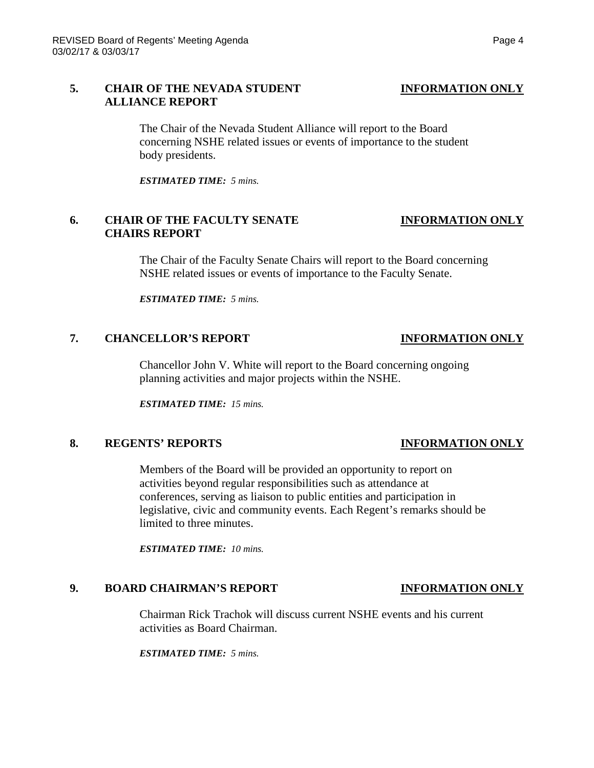## 5. CHAIR OF THE NEVADA STUDENT ALLIANCE REPORT — INFORMATION ONLY

The Chair of the Nevada Student Alliance will report to the Board concerning NSHE related issues or events of importance to the student body presidents.

***ESTIMATED TIME:*** *5 mins.*

## 6. CHAIR OF THE FACULTY SENATE CHAIRS REPORT — INFORMATION ONLY

The Chair of the Faculty Senate Chairs will report to the Board concerning NSHE related issues or events of importance to the Faculty Senate.

***ESTIMATED TIME:*** *5 mins.*

## 7. CHANCELLOR'S REPORT — INFORMATION ONLY

Chancellor John V. White will report to the Board concerning ongoing planning activities and major projects within the NSHE.

***ESTIMATED TIME:*** *15 mins.*

## 8. REGENTS' REPORTS — INFORMATION ONLY

Members of the Board will be provided an opportunity to report on activities beyond regular responsibilities such as attendance at conferences, serving as liaison to public entities and participation in legislative, civic and community events. Each Regent's remarks should be limited to three minutes.

***ESTIMATED TIME:*** *10 mins.*

## 9. BOARD CHAIRMAN'S REPORT — INFORMATION ONLY

Chairman Rick Trachok will discuss current NSHE events and his current activities as Board Chairman.

***ESTIMATED TIME:*** *5 mins.*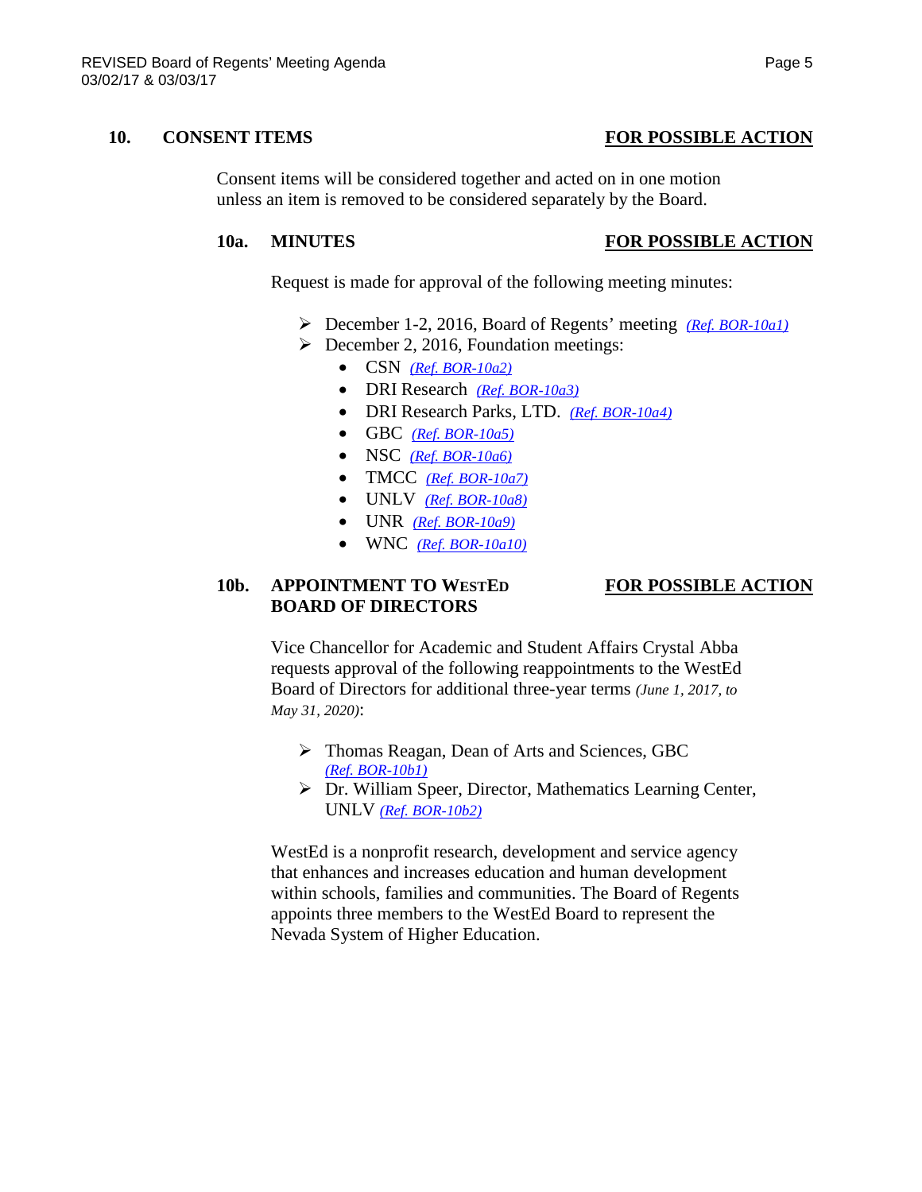## 10. CONSENT ITEMS — FOR POSSIBLE ACTION

Consent items will be considered together and acted on in one motion unless an item is removed to be considered separately by the Board.

### 10a. MINUTES — FOR POSSIBLE ACTION

Request is made for approval of the following meeting minutes:

- December 1-2, 2016, Board of Regents' meeting *(Ref. BOR-10a1)*
- December 2, 2016, Foundation meetings:
  - CSN *(Ref. BOR-10a2)*
  - DRI Research *(Ref. BOR-10a3)*
  - DRI Research Parks, LTD. *(Ref. BOR-10a4)*
  - GBC *(Ref. BOR-10a5)*
  - NSC *(Ref. BOR-10a6)*
  - TMCC *(Ref. BOR-10a7)*
  - UNLV *(Ref. BOR-10a8)*
  - UNR *(Ref. BOR-10a9)*
  - WNC *(Ref. BOR-10a10)*

### 10b. APPOINTMENT TO WESTED BOARD OF DIRECTORS — FOR POSSIBLE ACTION

Vice Chancellor for Academic and Student Affairs Crystal Abba requests approval of the following reappointments to the WestEd Board of Directors for additional three-year terms *(June 1, 2017, to May 31, 2020)*:

- Thomas Reagan, Dean of Arts and Sciences, GBC *(Ref. BOR-10b1)*
- Dr. William Speer, Director, Mathematics Learning Center, UNLV *(Ref. BOR-10b2)*

WestEd is a nonprofit research, development and service agency that enhances and increases education and human development within schools, families and communities. The Board of Regents appoints three members to the WestEd Board to represent the Nevada System of Higher Education.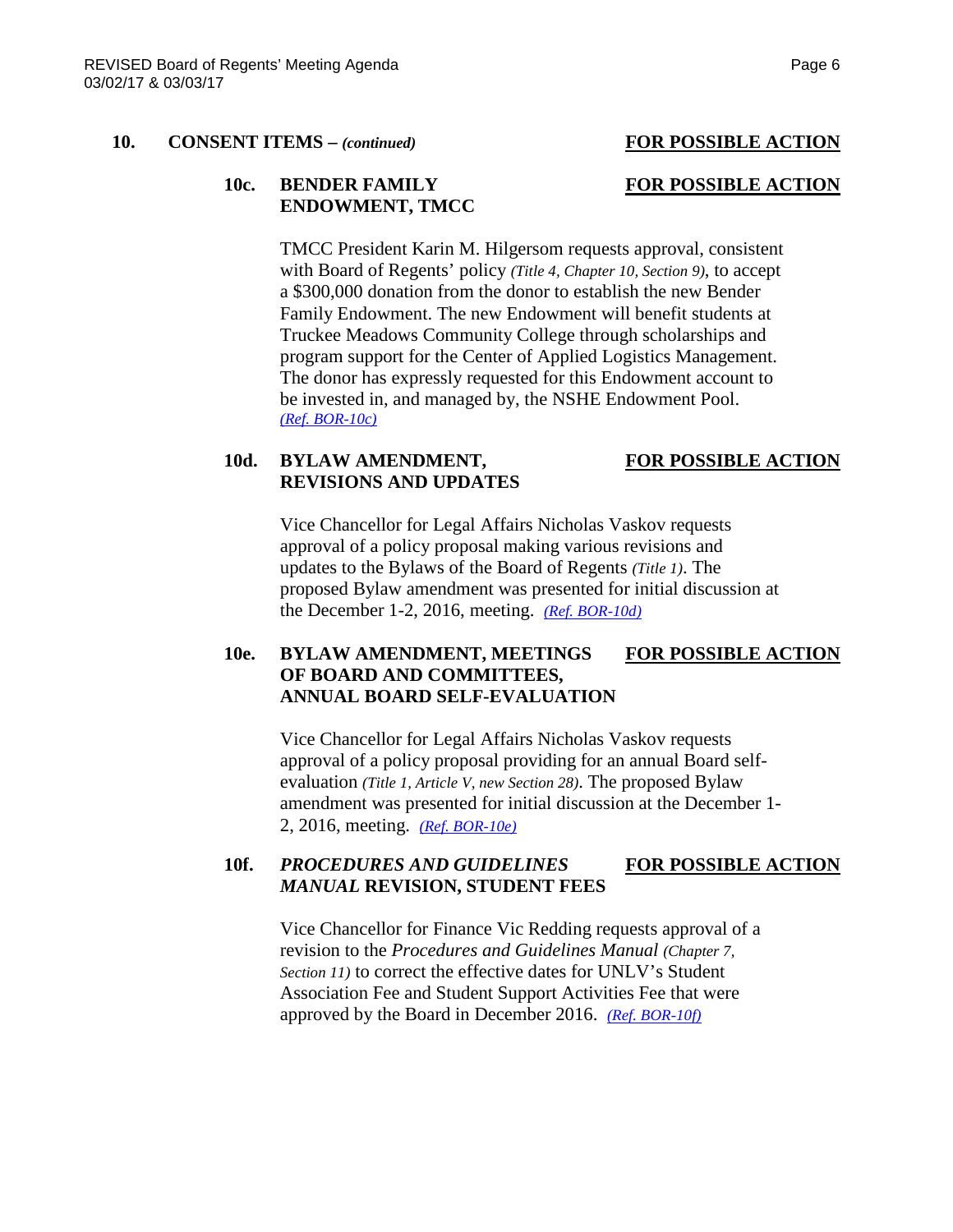## 10. CONSENT ITEMS – *(continued)* **FOR POSSIBLE ACTION**

### 10c. BENDER FAMILY ENDOWMENT, TMCC **FOR POSSIBLE ACTION**

TMCC President Karin M. Hilgersom requests approval, consistent with Board of Regents' policy *(Title 4, Chapter 10, Section 9)*, to accept a $300,000 donation from the donor to establish the new Bender Family Endowment. The new Endowment will benefit students at Truckee Meadows Community College through scholarships and program support for the Center of Applied Logistics Management. The donor has expressly requested for this Endowment account to be invested in, and managed by, the NSHE Endowment Pool. *(Ref. BOR-10c)*

### 10d. BYLAW AMENDMENT, REVISIONS AND UPDATES **FOR POSSIBLE ACTION**

Vice Chancellor for Legal Affairs Nicholas Vaskov requests approval of a policy proposal making various revisions and updates to the Bylaws of the Board of Regents *(Title 1)*. The proposed Bylaw amendment was presented for initial discussion at the December 1-2, 2016, meeting. *(Ref. BOR-10d)*

### 10e. BYLAW AMENDMENT, MEETINGS OF BOARD AND COMMITTEES, ANNUAL BOARD SELF-EVALUATION **FOR POSSIBLE ACTION**

Vice Chancellor for Legal Affairs Nicholas Vaskov requests approval of a policy proposal providing for an annual Board self-evaluation *(Title 1, Article V, new Section 28)*. The proposed Bylaw amendment was presented for initial discussion at the December 1-2, 2016, meeting. *(Ref. BOR-10e)*

### 10f. *PROCEDURES AND GUIDELINES MANUAL* REVISION, STUDENT FEES **FOR POSSIBLE ACTION**

Vice Chancellor for Finance Vic Redding requests approval of a revision to the *Procedures and Guidelines Manual* *(Chapter 7, Section 11)* to correct the effective dates for UNLV's Student Association Fee and Student Support Activities Fee that were approved by the Board in December 2016. *(Ref. BOR-10f)*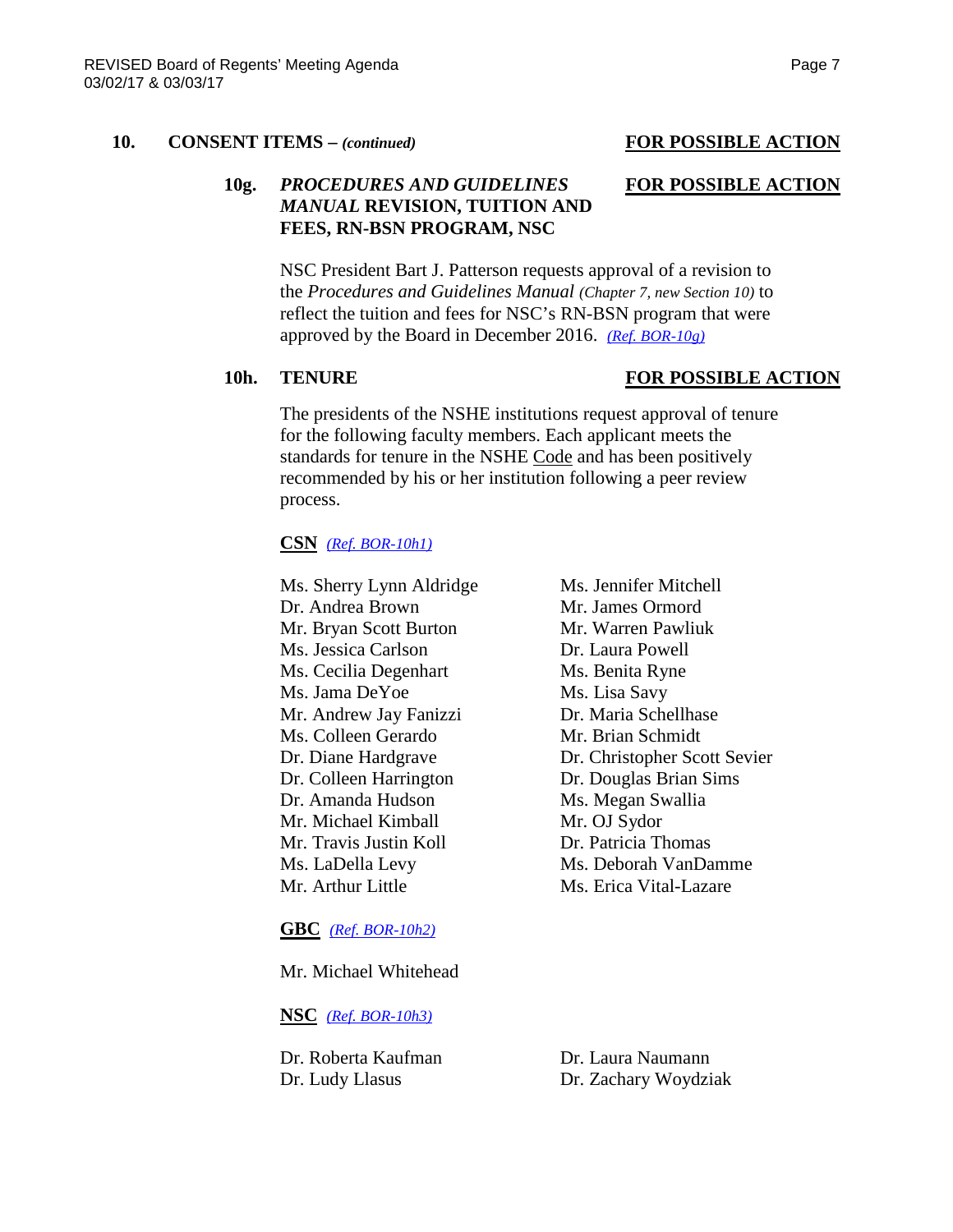## 10. CONSENT ITEMS – *(continued)* FOR POSSIBLE ACTION

### 10g. *PROCEDURES AND GUIDELINES MANUAL* REVISION, TUITION AND FEES, RN-BSN PROGRAM, NSC — FOR POSSIBLE ACTION

NSC President Bart J. Patterson requests approval of a revision to the *Procedures and Guidelines Manual (Chapter 7, new Section 10)* to reflect the tuition and fees for NSC's RN-BSN program that were approved by the Board in December 2016. *(Ref. BOR-10g)*

### 10h. TENURE — FOR POSSIBLE ACTION

The presidents of the NSHE institutions request approval of tenure for the following faculty members. Each applicant meets the standards for tenure in the NSHE Code and has been positively recommended by his or her institution following a peer review process.

**CSN** *(Ref. BOR-10h1)*

- Ms. Sherry Lynn Aldridge
- Dr. Andrea Brown
- Mr. Bryan Scott Burton
- Ms. Jessica Carlson
- Ms. Cecilia Degenhart
- Ms. Jama DeYoe
- Mr. Andrew Jay Fanizzi
- Ms. Colleen Gerardo
- Dr. Diane Hardgrave
- Dr. Colleen Harrington
- Dr. Amanda Hudson
- Mr. Michael Kimball
- Mr. Travis Justin Koll
- Ms. LaDella Levy
- Mr. Arthur Little
- Ms. Jennifer Mitchell
- Mr. James Ormord
- Mr. Warren Pawliuk
- Dr. Laura Powell
- Ms. Benita Ryne
- Ms. Lisa Savy
- Dr. Maria Schellhase
- Mr. Brian Schmidt
- Dr. Christopher Scott Sevier
- Dr. Douglas Brian Sims
- Ms. Megan Swallia
- Mr. OJ Sydor
- Dr. Patricia Thomas
- Ms. Deborah VanDamme
- Ms. Erica Vital-Lazare

**GBC** *(Ref. BOR-10h2)*

- Mr. Michael Whitehead

**NSC** *(Ref. BOR-10h3)*

- Dr. Roberta Kaufman
- Dr. Ludy Llasus
- Dr. Laura Naumann
- Dr. Zachary Woydziak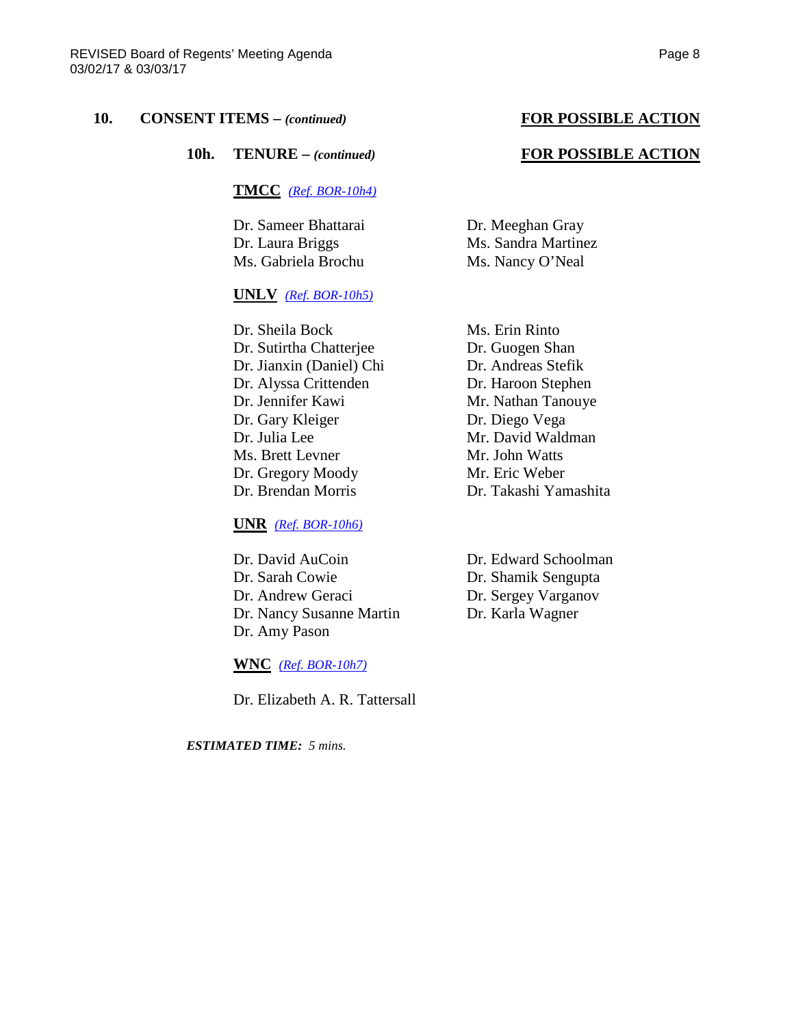**10. CONSENT ITEMS –** ***(continued)*** **FOR POSSIBLE ACTION**

**10h. TENURE –** ***(continued)*** **FOR POSSIBLE ACTION**

**TMCC** *(Ref. BOR-10h4)*

Dr. Sameer Bhattarai
Dr. Laura Briggs
Ms. Gabriela Brochu
Dr. Meeghan Gray
Ms. Sandra Martinez
Ms. Nancy O'Neal

**UNLV** *(Ref. BOR-10h5)*

Dr. Sheila Bock
Dr. Sutirtha Chatterjee
Dr. Jianxin (Daniel) Chi
Dr. Alyssa Crittenden
Dr. Jennifer Kawi
Dr. Gary Kleiger
Dr. Julia Lee
Ms. Brett Levner
Dr. Gregory Moody
Dr. Brendan Morris
Ms. Erin Rinto
Dr. Guogen Shan
Dr. Andreas Stefik
Dr. Haroon Stephen
Mr. Nathan Tanouye
Dr. Diego Vega
Mr. David Waldman
Mr. John Watts
Mr. Eric Weber
Dr. Takashi Yamashita

**UNR** *(Ref. BOR-10h6)*

Dr. David AuCoin
Dr. Sarah Cowie
Dr. Andrew Geraci
Dr. Nancy Susanne Martin
Dr. Amy Pason
Dr. Edward Schoolman
Dr. Shamik Sengupta
Dr. Sergey Varganov
Dr. Karla Wagner

**WNC** *(Ref. BOR-10h7)*

Dr. Elizabeth A. R. Tattersall

***ESTIMATED TIME:*** *5 mins.*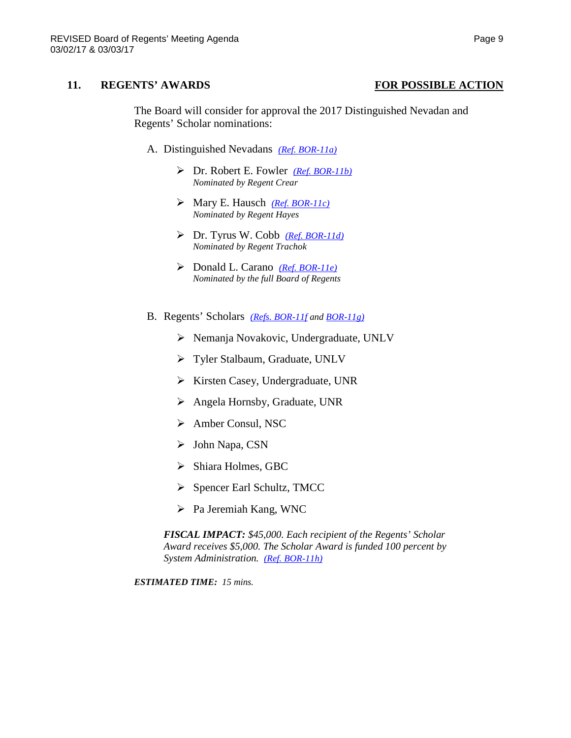## 11. REGENTS' AWARDS

**FOR POSSIBLE ACTION**

The Board will consider for approval the 2017 Distinguished Nevadan and Regents' Scholar nominations:

A. Distinguished Nevadans *(Ref. BOR-11a)*

- Dr. Robert E. Fowler *(Ref. BOR-11b)*
  *Nominated by Regent Crear*
- Mary E. Hausch *(Ref. BOR-11c)*
  *Nominated by Regent Hayes*
- Dr. Tyrus W. Cobb *(Ref. BOR-11d)*
  *Nominated by Regent Trachok*
- Donald L. Carano *(Ref. BOR-11e)*
  *Nominated by the full Board of Regents*

B. Regents' Scholars *(Refs. BOR-11f and BOR-11g)*

- Nemanja Novakovic, Undergraduate, UNLV
- Tyler Stalbaum, Graduate, UNLV
- Kirsten Casey, Undergraduate, UNR
- Angela Hornsby, Graduate, UNR
- Amber Consul, NSC
- John Napa, CSN
- Shiara Holmes, GBC
- Spencer Earl Schultz, TMCC
- Pa Jeremiah Kang, WNC

***FISCAL IMPACT:*** *$45,000. Each recipient of the Regents' Scholar Award receives $5,000. The Scholar Award is funded 100 percent by System Administration. (Ref. BOR-11h)*

***ESTIMATED TIME:*** *15 mins.*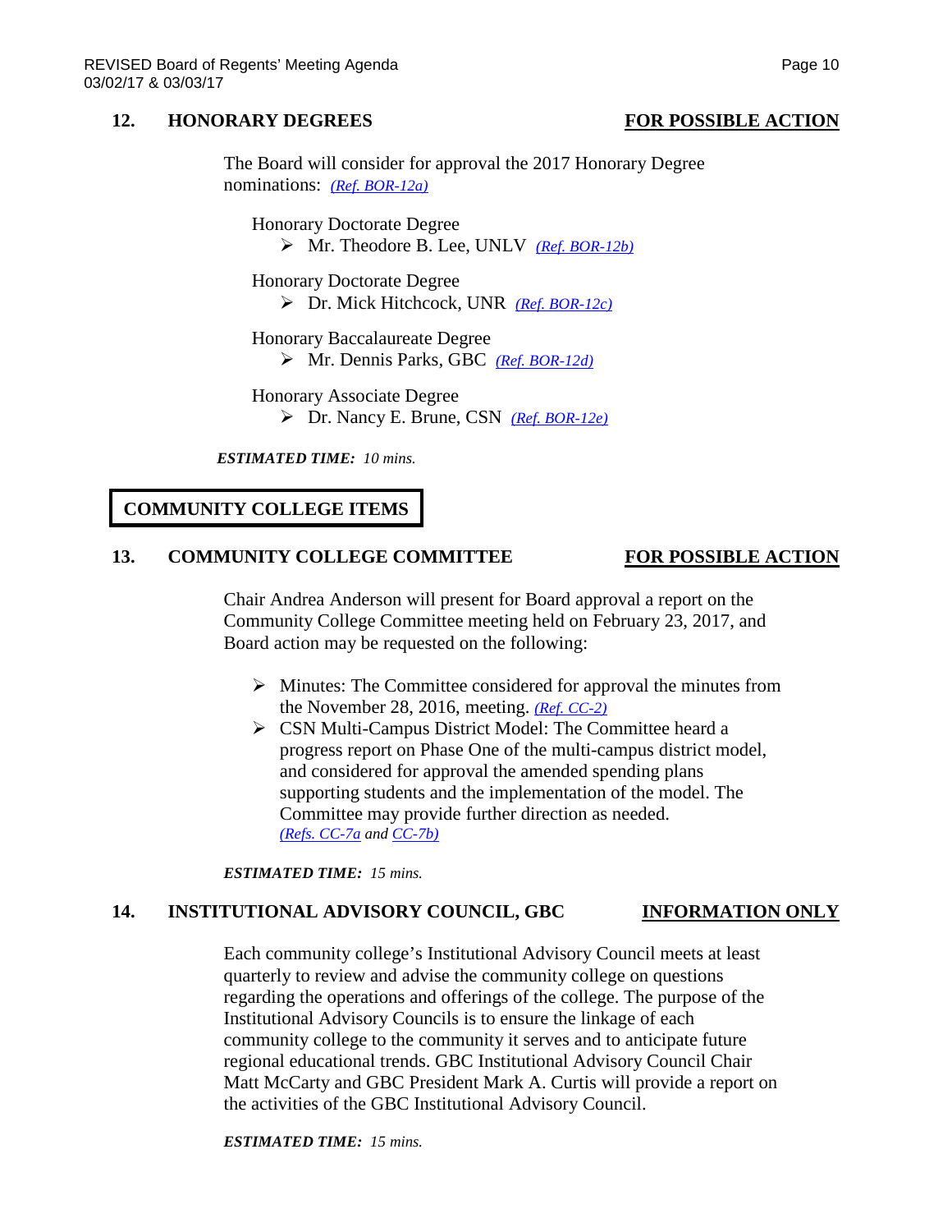## 12. HONORARY DEGREES — FOR POSSIBLE ACTION

The Board will consider for approval the 2017 Honorary Degree nominations: *(Ref. BOR-12a)*

Honorary Doctorate Degree

- Mr. Theodore B. Lee, UNLV *(Ref. BOR-12b)*

Honorary Doctorate Degree

- Dr. Mick Hitchcock, UNR *(Ref. BOR-12c)*

Honorary Baccalaureate Degree

- Mr. Dennis Parks, GBC *(Ref. BOR-12d)*

Honorary Associate Degree

- Dr. Nancy E. Brune, CSN *(Ref. BOR-12e)*

***ESTIMATED TIME:*** *10 mins.*

# COMMUNITY COLLEGE ITEMS

## 13. COMMUNITY COLLEGE COMMITTEE — FOR POSSIBLE ACTION

Chair Andrea Anderson will present for Board approval a report on the Community College Committee meeting held on February 23, 2017, and Board action may be requested on the following:

- Minutes: The Committee considered for approval the minutes from the November 28, 2016, meeting. *(Ref. CC-2)*
- CSN Multi-Campus District Model: The Committee heard a progress report on Phase One of the multi-campus district model, and considered for approval the amended spending plans supporting students and the implementation of the model. The Committee may provide further direction as needed. *(Refs. CC-7a and CC-7b)*

***ESTIMATED TIME:*** *15 mins.*

## 14. INSTITUTIONAL ADVISORY COUNCIL, GBC — INFORMATION ONLY

Each community college's Institutional Advisory Council meets at least quarterly to review and advise the community college on questions regarding the operations and offerings of the college. The purpose of the Institutional Advisory Councils is to ensure the linkage of each community college to the community it serves and to anticipate future regional educational trends. GBC Institutional Advisory Council Chair Matt McCarty and GBC President Mark A. Curtis will provide a report on the activities of the GBC Institutional Advisory Council.

***ESTIMATED TIME:*** *15 mins.*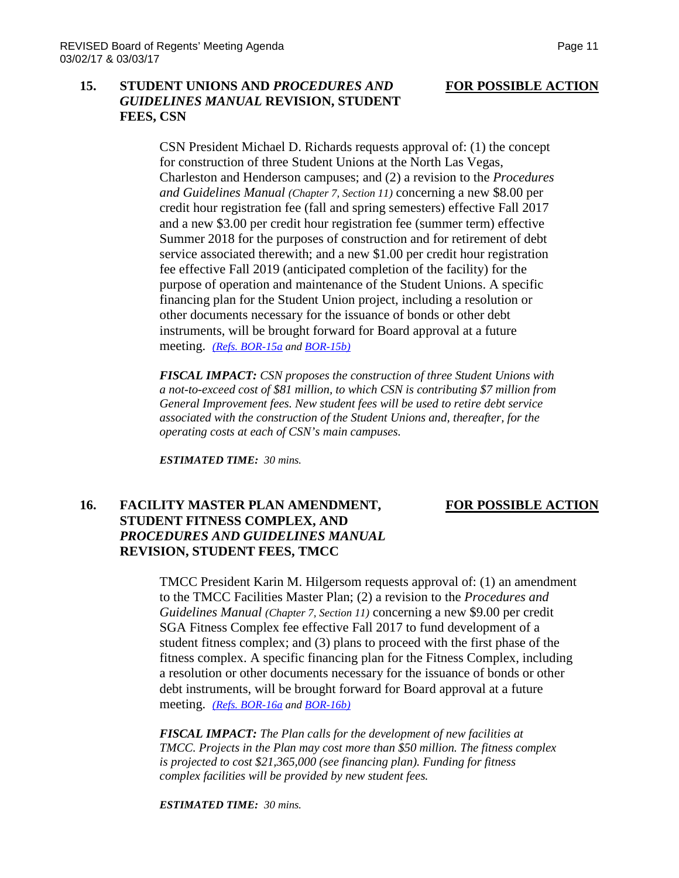## 15. STUDENT UNIONS AND *PROCEDURES AND GUIDELINES MANUAL* REVISION, STUDENT FEES, CSN

**FOR POSSIBLE ACTION**

CSN President Michael D. Richards requests approval of: (1) the concept for construction of three Student Unions at the North Las Vegas, Charleston and Henderson campuses; and (2) a revision to the *Procedures and Guidelines Manual* *(Chapter 7, Section 11)* concerning a new $8.00 per credit hour registration fee (fall and spring semesters) effective Fall 2017 and a new $3.00 per credit hour registration fee (summer term) effective Summer 2018 for the purposes of construction and for retirement of debt service associated therewith; and a new $1.00 per credit hour registration fee effective Fall 2019 (anticipated completion of the facility) for the purpose of operation and maintenance of the Student Unions. A specific financing plan for the Student Union project, including a resolution or other documents necessary for the issuance of bonds or other debt instruments, will be brought forward for Board approval at a future meeting. *(Refs. BOR-15a and BOR-15b)*

***FISCAL IMPACT:*** *CSN proposes the construction of three Student Unions with a not-to-exceed cost of $81 million, to which CSN is contributing $7 million from General Improvement fees. New student fees will be used to retire debt service associated with the construction of the Student Unions and, thereafter, for the operating costs at each of CSN's main campuses.*

***ESTIMATED TIME:*** *30 mins.*

## 16. FACILITY MASTER PLAN AMENDMENT, STUDENT FITNESS COMPLEX, AND *PROCEDURES AND GUIDELINES MANUAL* REVISION, STUDENT FEES, TMCC

**FOR POSSIBLE ACTION**

TMCC President Karin M. Hilgersom requests approval of: (1) an amendment to the TMCC Facilities Master Plan; (2) a revision to the *Procedures and Guidelines Manual* *(Chapter 7, Section 11)* concerning a new $9.00 per credit SGA Fitness Complex fee effective Fall 2017 to fund development of a student fitness complex; and (3) plans to proceed with the first phase of the fitness complex. A specific financing plan for the Fitness Complex, including a resolution or other documents necessary for the issuance of bonds or other debt instruments, will be brought forward for Board approval at a future meeting. *(Refs. BOR-16a and BOR-16b)*

***FISCAL IMPACT:*** *The Plan calls for the development of new facilities at TMCC. Projects in the Plan may cost more than $50 million. The fitness complex is projected to cost $21,365,000 (see financing plan). Funding for fitness complex facilities will be provided by new student fees.*

***ESTIMATED TIME:*** *30 mins.*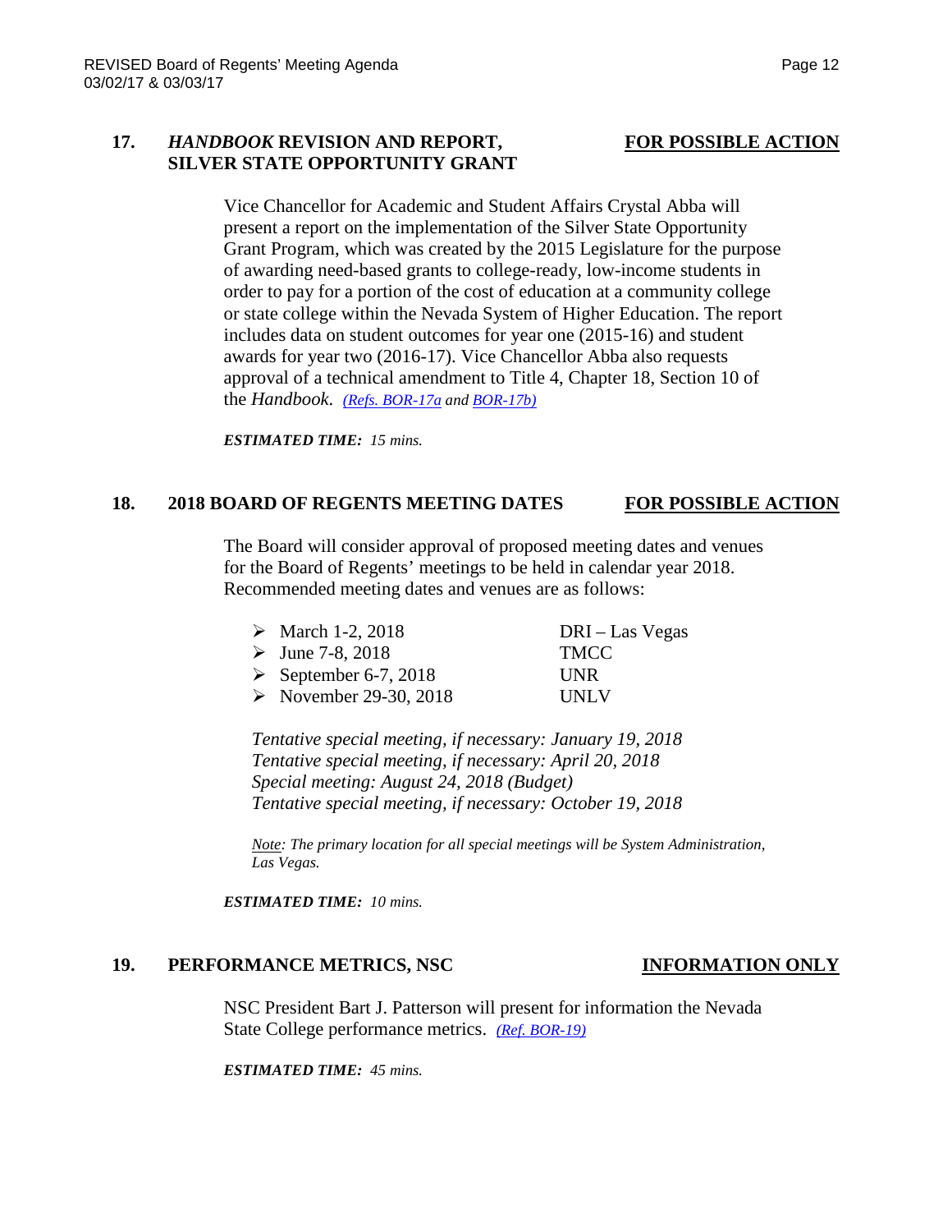## 17. *HANDBOOK* REVISION AND REPORT, SILVER STATE OPPORTUNITY GRANT — FOR POSSIBLE ACTION

Vice Chancellor for Academic and Student Affairs Crystal Abba will present a report on the implementation of the Silver State Opportunity Grant Program, which was created by the 2015 Legislature for the purpose of awarding need-based grants to college-ready, low-income students in order to pay for a portion of the cost of education at a community college or state college within the Nevada System of Higher Education. The report includes data on student outcomes for year one (2015-16) and student awards for year two (2016-17). Vice Chancellor Abba also requests approval of a technical amendment to Title 4, Chapter 18, Section 10 of the *Handbook*. *(Refs. BOR-17a and BOR-17b)*

***ESTIMATED TIME:*** *15 mins.*

## 18. 2018 BOARD OF REGENTS MEETING DATES — FOR POSSIBLE ACTION

The Board will consider approval of proposed meeting dates and venues for the Board of Regents' meetings to be held in calendar year 2018. Recommended meeting dates and venues are as follows:

- March 1-2, 2018 — DRI – Las Vegas
- June 7-8, 2018 — TMCC
- September 6-7, 2018 — UNR
- November 29-30, 2018 — UNLV

*Tentative special meeting, if necessary: January 19, 2018*
*Tentative special meeting, if necessary: April 20, 2018*
*Special meeting: August 24, 2018 (Budget)*
*Tentative special meeting, if necessary: October 19, 2018*

*Note: The primary location for all special meetings will be System Administration, Las Vegas.*

***ESTIMATED TIME:*** *10 mins.*

## 19. PERFORMANCE METRICS, NSC — INFORMATION ONLY

NSC President Bart J. Patterson will present for information the Nevada State College performance metrics. *(Ref. BOR-19)*

***ESTIMATED TIME:*** *45 mins.*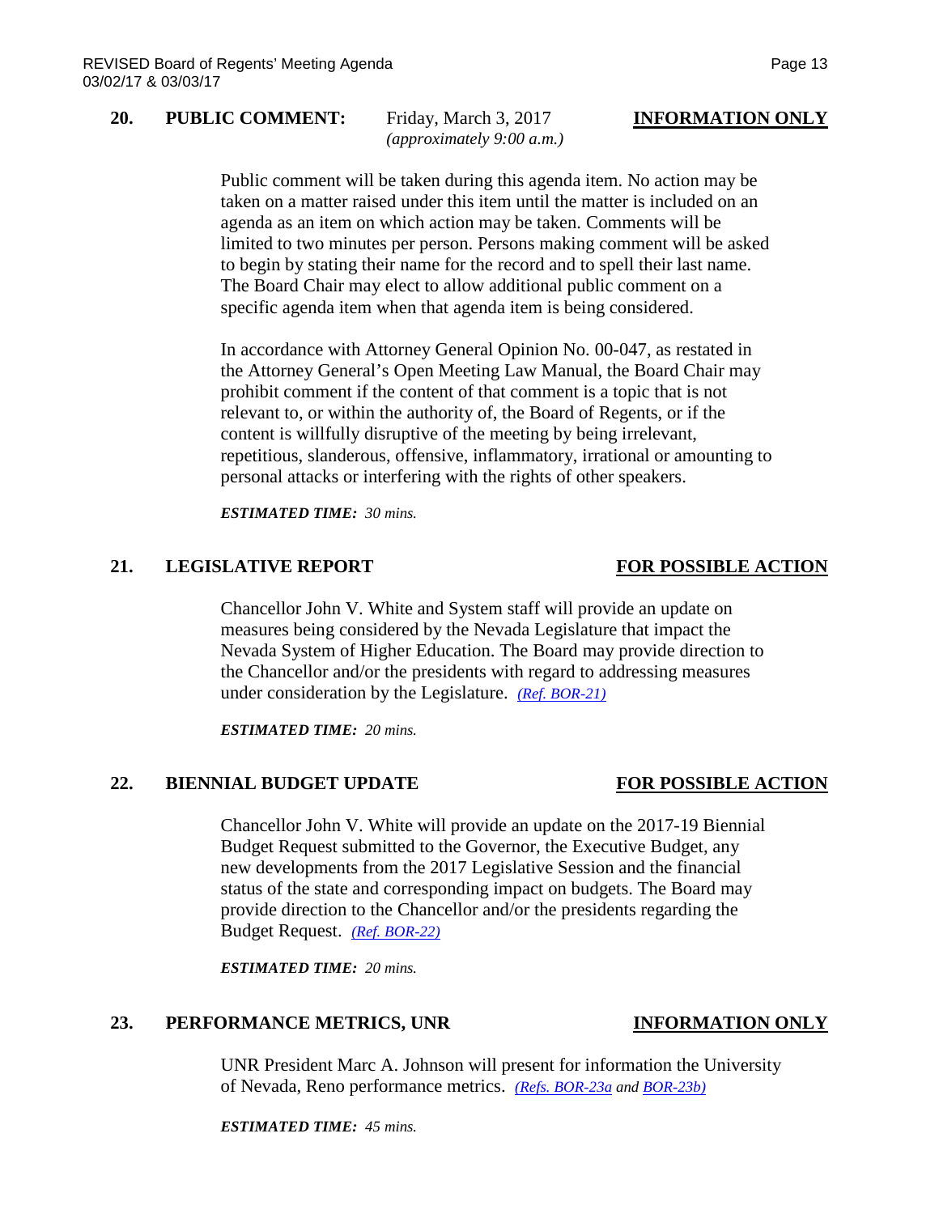**20. PUBLIC COMMENT:** Friday, March 3, 2017 *(approximately 9:00 a.m.)* **INFORMATION ONLY**

Public comment will be taken during this agenda item. No action may be taken on a matter raised under this item until the matter is included on an agenda as an item on which action may be taken. Comments will be limited to two minutes per person. Persons making comment will be asked to begin by stating their name for the record and to spell their last name. The Board Chair may elect to allow additional public comment on a specific agenda item when that agenda item is being considered.

In accordance with Attorney General Opinion No. 00-047, as restated in the Attorney General's Open Meeting Law Manual, the Board Chair may prohibit comment if the content of that comment is a topic that is not relevant to, or within the authority of, the Board of Regents, or if the content is willfully disruptive of the meeting by being irrelevant, repetitious, slanderous, offensive, inflammatory, irrational or amounting to personal attacks or interfering with the rights of other speakers.

***ESTIMATED TIME:*** *30 mins.*

**21. LEGISLATIVE REPORT** **FOR POSSIBLE ACTION**

Chancellor John V. White and System staff will provide an update on measures being considered by the Nevada Legislature that impact the Nevada System of Higher Education. The Board may provide direction to the Chancellor and/or the presidents with regard to addressing measures under consideration by the Legislature. *(Ref. BOR-21)*

***ESTIMATED TIME:*** *20 mins.*

**22. BIENNIAL BUDGET UPDATE** **FOR POSSIBLE ACTION**

Chancellor John V. White will provide an update on the 2017-19 Biennial Budget Request submitted to the Governor, the Executive Budget, any new developments from the 2017 Legislative Session and the financial status of the state and corresponding impact on budgets. The Board may provide direction to the Chancellor and/or the presidents regarding the Budget Request. *(Ref. BOR-22)*

***ESTIMATED TIME:*** *20 mins.*

**23. PERFORMANCE METRICS, UNR** **INFORMATION ONLY**

UNR President Marc A. Johnson will present for information the University of Nevada, Reno performance metrics. *(Refs. BOR-23a and BOR-23b)*

***ESTIMATED TIME:*** *45 mins.*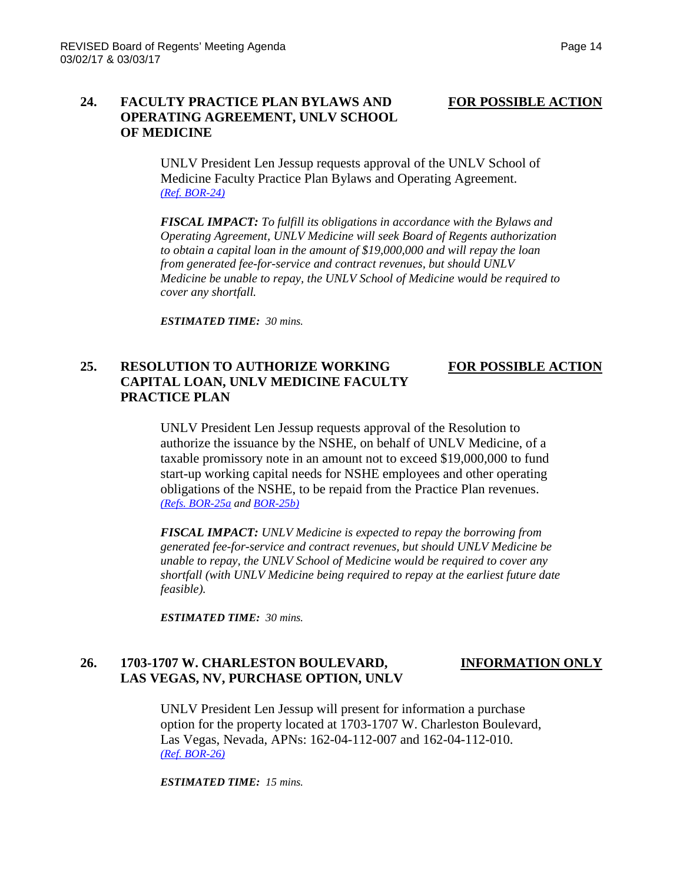## 24. FACULTY PRACTICE PLAN BYLAWS AND OPERATING AGREEMENT, UNLV SCHOOL OF MEDICINE — FOR POSSIBLE ACTION

UNLV President Len Jessup requests approval of the UNLV School of Medicine Faculty Practice Plan Bylaws and Operating Agreement. *(Ref. BOR-24)*

***FISCAL IMPACT:*** *To fulfill its obligations in accordance with the Bylaws and Operating Agreement, UNLV Medicine will seek Board of Regents authorization to obtain a capital loan in the amount of $19,000,000 and will repay the loan from generated fee-for-service and contract revenues, but should UNLV Medicine be unable to repay, the UNLV School of Medicine would be required to cover any shortfall.*

***ESTIMATED TIME:*** *30 mins.*

## 25. RESOLUTION TO AUTHORIZE WORKING CAPITAL LOAN, UNLV MEDICINE FACULTY PRACTICE PLAN — FOR POSSIBLE ACTION

UNLV President Len Jessup requests approval of the Resolution to authorize the issuance by the NSHE, on behalf of UNLV Medicine, of a taxable promissory note in an amount not to exceed $19,000,000 to fund start-up working capital needs for NSHE employees and other operating obligations of the NSHE, to be repaid from the Practice Plan revenues. *(Refs. BOR-25a and BOR-25b)*

***FISCAL IMPACT:*** *UNLV Medicine is expected to repay the borrowing from generated fee-for-service and contract revenues, but should UNLV Medicine be unable to repay, the UNLV School of Medicine would be required to cover any shortfall (with UNLV Medicine being required to repay at the earliest future date feasible).*

***ESTIMATED TIME:*** *30 mins.*

## 26. 1703-1707 W. CHARLESTON BOULEVARD, LAS VEGAS, NV, PURCHASE OPTION, UNLV — INFORMATION ONLY

UNLV President Len Jessup will present for information a purchase option for the property located at 1703-1707 W. Charleston Boulevard, Las Vegas, Nevada, APNs: 162-04-112-007 and 162-04-112-010. *(Ref. BOR-26)*

***ESTIMATED TIME:*** *15 mins.*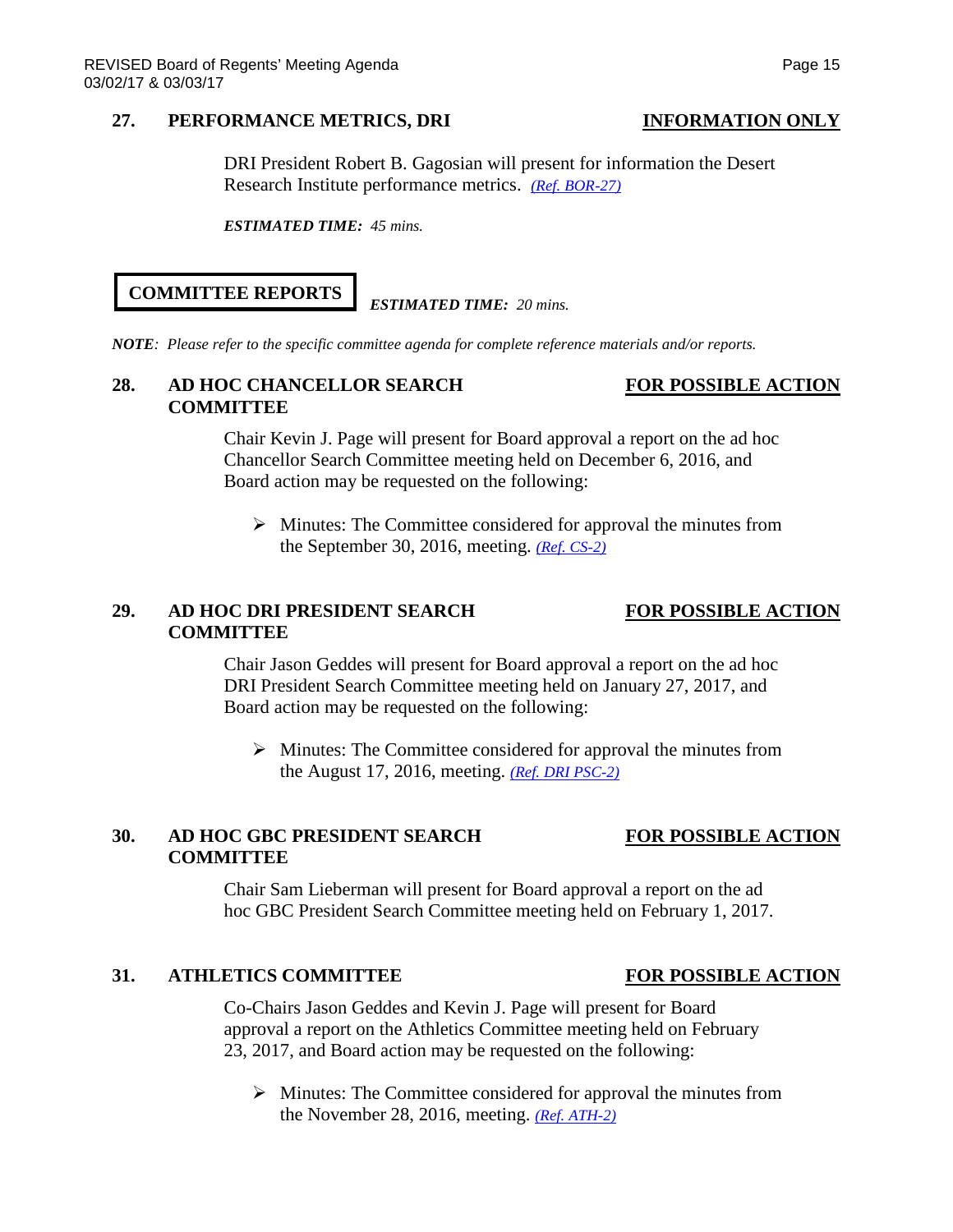## 27. PERFORMANCE METRICS, DRI — INFORMATION ONLY

DRI President Robert B. Gagosian will present for information the Desert Research Institute performance metrics. *(Ref. BOR-27)*

***ESTIMATED TIME:*** *45 mins.*

# COMMITTEE REPORTS

***ESTIMATED TIME:*** *20 mins.*

***NOTE****: Please refer to the specific committee agenda for complete reference materials and/or reports.*

## 28. AD HOC CHANCELLOR SEARCH COMMITTEE — FOR POSSIBLE ACTION

Chair Kevin J. Page will present for Board approval a report on the ad hoc Chancellor Search Committee meeting held on December 6, 2016, and Board action may be requested on the following:

- Minutes: The Committee considered for approval the minutes from the September 30, 2016, meeting. *(Ref. CS-2)*

## 29. AD HOC DRI PRESIDENT SEARCH COMMITTEE — FOR POSSIBLE ACTION

Chair Jason Geddes will present for Board approval a report on the ad hoc DRI President Search Committee meeting held on January 27, 2017, and Board action may be requested on the following:

- Minutes: The Committee considered for approval the minutes from the August 17, 2016, meeting. *(Ref. DRI PSC-2)*

## 30. AD HOC GBC PRESIDENT SEARCH COMMITTEE — FOR POSSIBLE ACTION

Chair Sam Lieberman will present for Board approval a report on the ad hoc GBC President Search Committee meeting held on February 1, 2017.

## 31. ATHLETICS COMMITTEE — FOR POSSIBLE ACTION

Co-Chairs Jason Geddes and Kevin J. Page will present for Board approval a report on the Athletics Committee meeting held on February 23, 2017, and Board action may be requested on the following:

- Minutes: The Committee considered for approval the minutes from the November 28, 2016, meeting. *(Ref. ATH-2)*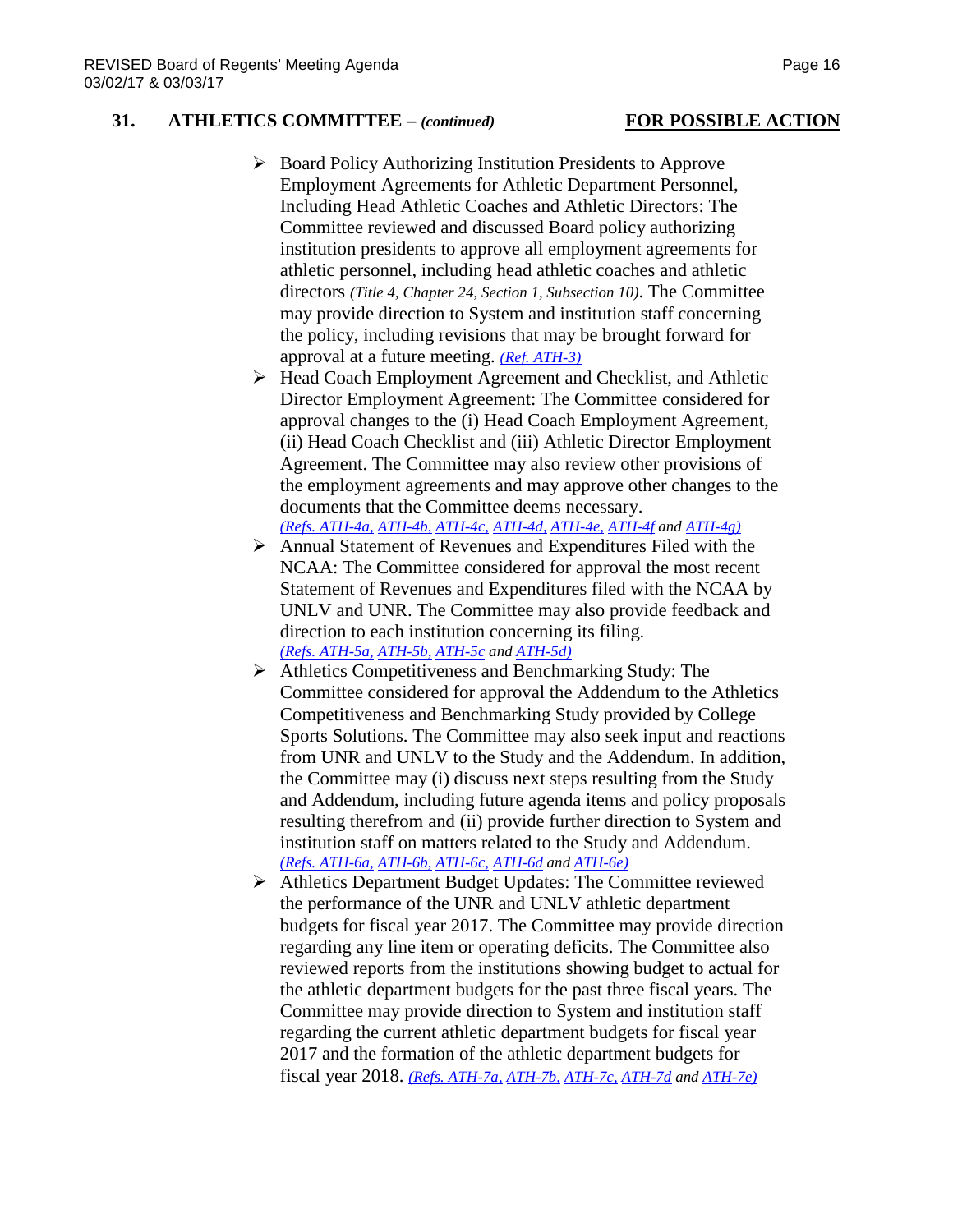**31. ATHLETICS COMMITTEE –** ***(continued)*** **<u>FOR POSSIBLE ACTION</u>**

- Board Policy Authorizing Institution Presidents to Approve Employment Agreements for Athletic Department Personnel, Including Head Athletic Coaches and Athletic Directors: The Committee reviewed and discussed Board policy authorizing institution presidents to approve all employment agreements for athletic personnel, including head athletic coaches and athletic directors *(Title 4, Chapter 24, Section 1, Subsection 10)*. The Committee may provide direction to System and institution staff concerning the policy, including revisions that may be brought forward for approval at a future meeting. *(Ref. ATH-3)*
- Head Coach Employment Agreement and Checklist, and Athletic Director Employment Agreement: The Committee considered for approval changes to the (i) Head Coach Employment Agreement, (ii) Head Coach Checklist and (iii) Athletic Director Employment Agreement. The Committee may also review other provisions of the employment agreements and may approve other changes to the documents that the Committee deems necessary. *(Refs. ATH-4a, ATH-4b, ATH-4c, ATH-4d, ATH-4e, ATH-4f and ATH-4g)*
- Annual Statement of Revenues and Expenditures Filed with the NCAA: The Committee considered for approval the most recent Statement of Revenues and Expenditures filed with the NCAA by UNLV and UNR. The Committee may also provide feedback and direction to each institution concerning its filing. *(Refs. ATH-5a, ATH-5b, ATH-5c and ATH-5d)*
- Athletics Competitiveness and Benchmarking Study: The Committee considered for approval the Addendum to the Athletics Competitiveness and Benchmarking Study provided by College Sports Solutions. The Committee may also seek input and reactions from UNR and UNLV to the Study and the Addendum. In addition, the Committee may (i) discuss next steps resulting from the Study and Addendum, including future agenda items and policy proposals resulting therefrom and (ii) provide further direction to System and institution staff on matters related to the Study and Addendum. *(Refs. ATH-6a, ATH-6b, ATH-6c, ATH-6d and ATH-6e)*
- Athletics Department Budget Updates: The Committee reviewed the performance of the UNR and UNLV athletic department budgets for fiscal year 2017. The Committee may provide direction regarding any line item or operating deficits. The Committee also reviewed reports from the institutions showing budget to actual for the athletic department budgets for the past three fiscal years. The Committee may provide direction to System and institution staff regarding the current athletic department budgets for fiscal year 2017 and the formation of the athletic department budgets for fiscal year 2018. *(Refs. ATH-7a, ATH-7b, ATH-7c, ATH-7d and ATH-7e)*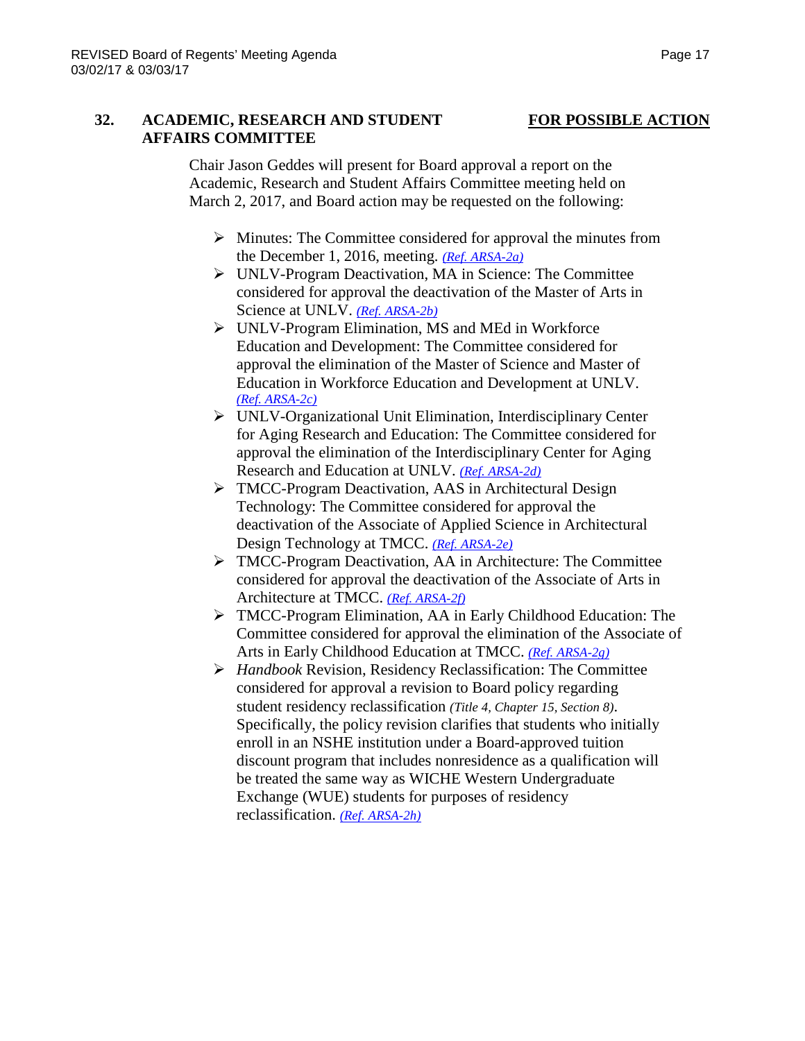**32. ACADEMIC, RESEARCH AND STUDENT AFFAIRS COMMITTEE** **FOR POSSIBLE ACTION**

Chair Jason Geddes will present for Board approval a report on the Academic, Research and Student Affairs Committee meeting held on March 2, 2017, and Board action may be requested on the following:

- Minutes: The Committee considered for approval the minutes from the December 1, 2016, meeting. *(Ref. ARSA-2a)*
- UNLV-Program Deactivation, MA in Science: The Committee considered for approval the deactivation of the Master of Arts in Science at UNLV. *(Ref. ARSA-2b)*
- UNLV-Program Elimination, MS and MEd in Workforce Education and Development: The Committee considered for approval the elimination of the Master of Science and Master of Education in Workforce Education and Development at UNLV. *(Ref. ARSA-2c)*
- UNLV-Organizational Unit Elimination, Interdisciplinary Center for Aging Research and Education: The Committee considered for approval the elimination of the Interdisciplinary Center for Aging Research and Education at UNLV. *(Ref. ARSA-2d)*
- TMCC-Program Deactivation, AAS in Architectural Design Technology: The Committee considered for approval the deactivation of the Associate of Applied Science in Architectural Design Technology at TMCC. *(Ref. ARSA-2e)*
- TMCC-Program Deactivation, AA in Architecture: The Committee considered for approval the deactivation of the Associate of Arts in Architecture at TMCC. *(Ref. ARSA-2f)*
- TMCC-Program Elimination, AA in Early Childhood Education: The Committee considered for approval the elimination of the Associate of Arts in Early Childhood Education at TMCC. *(Ref. ARSA-2g)*
- *Handbook* Revision, Residency Reclassification: The Committee considered for approval a revision to Board policy regarding student residency reclassification *(Title 4, Chapter 15, Section 8)*. Specifically, the policy revision clarifies that students who initially enroll in an NSHE institution under a Board-approved tuition discount program that includes nonresidence as a qualification will be treated the same way as WICHE Western Undergraduate Exchange (WUE) students for purposes of residency reclassification. *(Ref. ARSA-2h)*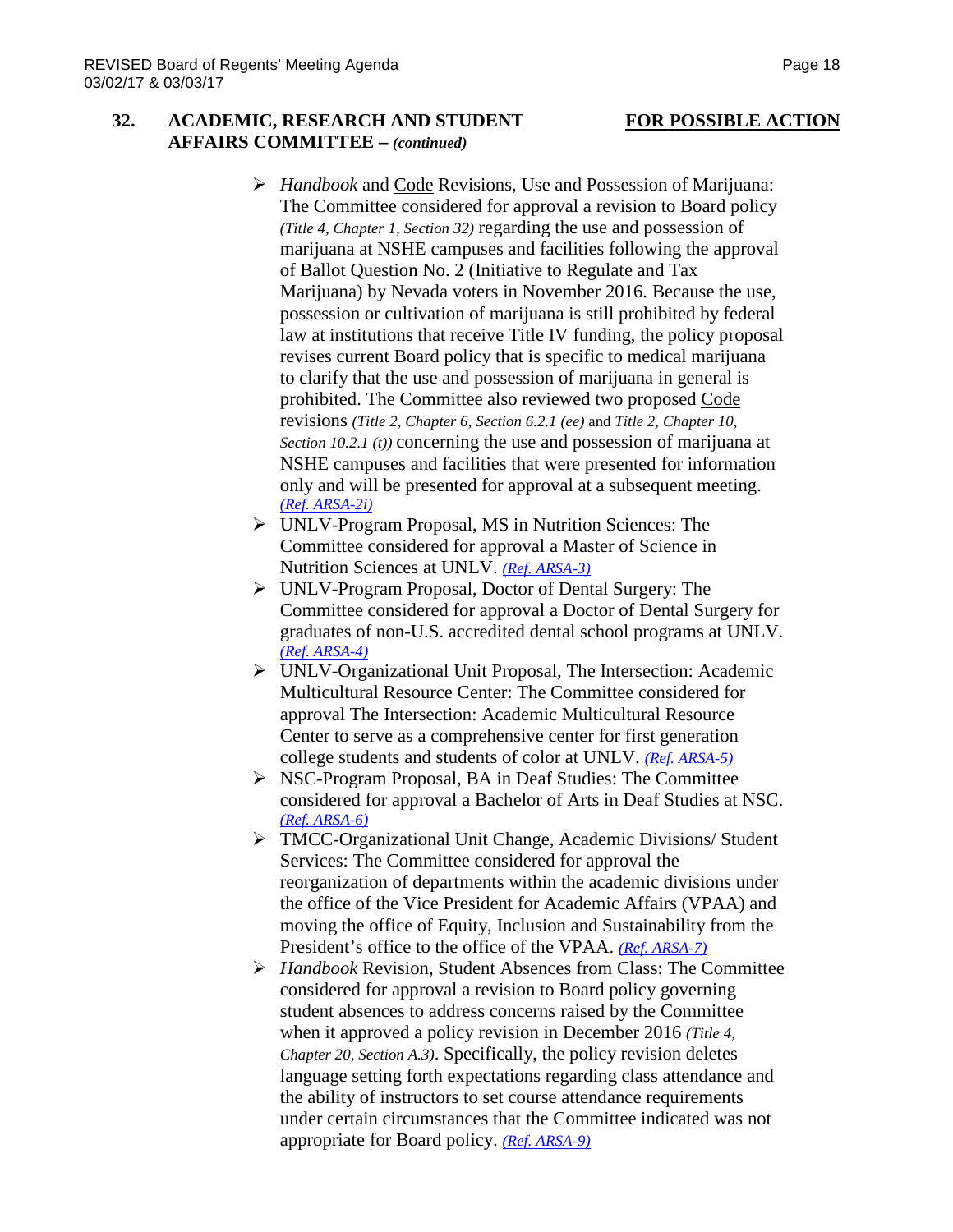## 32. ACADEMIC, RESEARCH AND STUDENT AFFAIRS COMMITTEE – *(continued)* **FOR POSSIBLE ACTION**

- *Handbook* and Code Revisions, Use and Possession of Marijuana: The Committee considered for approval a revision to Board policy *(Title 4, Chapter 1, Section 32)* regarding the use and possession of marijuana at NSHE campuses and facilities following the approval of Ballot Question No. 2 (Initiative to Regulate and Tax Marijuana) by Nevada voters in November 2016. Because the use, possession or cultivation of marijuana is still prohibited by federal law at institutions that receive Title IV funding, the policy proposal revises current Board policy that is specific to medical marijuana to clarify that the use and possession of marijuana in general is prohibited. The Committee also reviewed two proposed Code revisions *(Title 2, Chapter 6, Section 6.2.1 (ee)* and *Title 2, Chapter 10, Section 10.2.1 (t))* concerning the use and possession of marijuana at NSHE campuses and facilities that were presented for information only and will be presented for approval at a subsequent meeting. *(Ref. ARSA-2i)*
- UNLV-Program Proposal, MS in Nutrition Sciences: The Committee considered for approval a Master of Science in Nutrition Sciences at UNLV. *(Ref. ARSA-3)*
- UNLV-Program Proposal, Doctor of Dental Surgery: The Committee considered for approval a Doctor of Dental Surgery for graduates of non-U.S. accredited dental school programs at UNLV. *(Ref. ARSA-4)*
- UNLV-Organizational Unit Proposal, The Intersection: Academic Multicultural Resource Center: The Committee considered for approval The Intersection: Academic Multicultural Resource Center to serve as a comprehensive center for first generation college students and students of color at UNLV. *(Ref. ARSA-5)*
- NSC-Program Proposal, BA in Deaf Studies: The Committee considered for approval a Bachelor of Arts in Deaf Studies at NSC. *(Ref. ARSA-6)*
- TMCC-Organizational Unit Change, Academic Divisions/ Student Services: The Committee considered for approval the reorganization of departments within the academic divisions under the office of the Vice President for Academic Affairs (VPAA) and moving the office of Equity, Inclusion and Sustainability from the President's office to the office of the VPAA. *(Ref. ARSA-7)*
- *Handbook* Revision, Student Absences from Class: The Committee considered for approval a revision to Board policy governing student absences to address concerns raised by the Committee when it approved a policy revision in December 2016 *(Title 4, Chapter 20, Section A.3)*. Specifically, the policy revision deletes language setting forth expectations regarding class attendance and the ability of instructors to set course attendance requirements under certain circumstances that the Committee indicated was not appropriate for Board policy. *(Ref. ARSA-9)*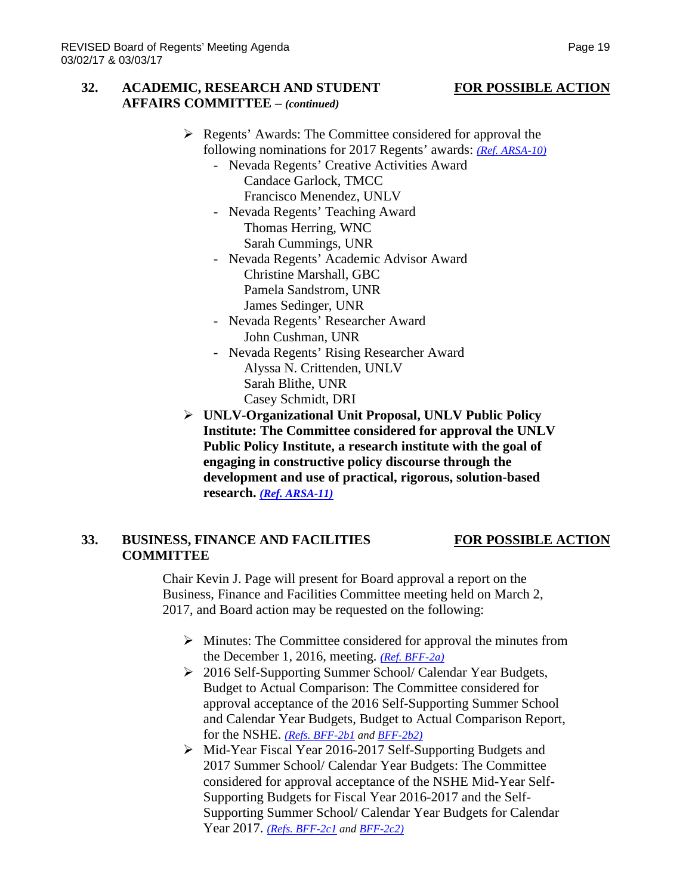**32. ACADEMIC, RESEARCH AND STUDENT AFFAIRS COMMITTEE –** ***(continued)*** **FOR POSSIBLE ACTION**

- Regents' Awards: The Committee considered for approval the following nominations for 2017 Regents' awards: *(Ref. ARSA-10)*
  - Nevada Regents' Creative Activities Award
    - Candace Garlock, TMCC
    - Francisco Menendez, UNLV
  - Nevada Regents' Teaching Award
    - Thomas Herring, WNC
    - Sarah Cummings, UNR
  - Nevada Regents' Academic Advisor Award
    - Christine Marshall, GBC
    - Pamela Sandstrom, UNR
    - James Sedinger, UNR
  - Nevada Regents' Researcher Award
    - John Cushman, UNR
  - Nevada Regents' Rising Researcher Award
    - Alyssa N. Crittenden, UNLV
    - Sarah Blithe, UNR
    - Casey Schmidt, DRI
- **UNLV-Organizational Unit Proposal, UNLV Public Policy Institute: The Committee considered for approval the UNLV Public Policy Institute, a research institute with the goal of engaging in constructive policy discourse through the development and use of practical, rigorous, solution-based research.** ***(Ref. ARSA-11)***

**33. BUSINESS, FINANCE AND FACILITIES COMMITTEE** **FOR POSSIBLE ACTION**

Chair Kevin J. Page will present for Board approval a report on the Business, Finance and Facilities Committee meeting held on March 2, 2017, and Board action may be requested on the following:

- Minutes: The Committee considered for approval the minutes from the December 1, 2016, meeting. *(Ref. BFF-2a)*
- 2016 Self-Supporting Summer School/ Calendar Year Budgets, Budget to Actual Comparison: The Committee considered for approval acceptance of the 2016 Self-Supporting Summer School and Calendar Year Budgets, Budget to Actual Comparison Report, for the NSHE. *(Refs. BFF-2b1 and BFF-2b2)*
- Mid-Year Fiscal Year 2016-2017 Self-Supporting Budgets and 2017 Summer School/ Calendar Year Budgets: The Committee considered for approval acceptance of the NSHE Mid-Year Self-Supporting Budgets for Fiscal Year 2016-2017 and the Self-Supporting Summer School/ Calendar Year Budgets for Calendar Year 2017. *(Refs. BFF-2c1 and BFF-2c2)*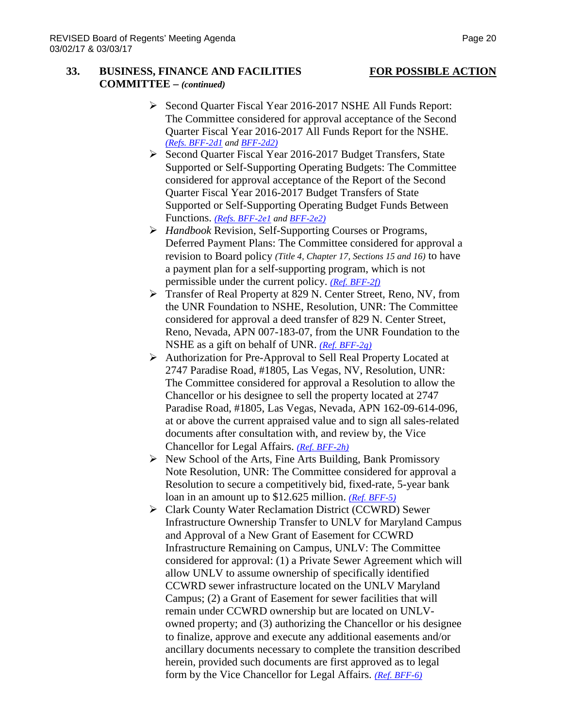**33. BUSINESS, FINANCE AND FACILITIES COMMITTEE – *(continued)*** **FOR POSSIBLE ACTION**

- Second Quarter Fiscal Year 2016-2017 NSHE All Funds Report: The Committee considered for approval acceptance of the Second Quarter Fiscal Year 2016-2017 All Funds Report for the NSHE. *(Refs. BFF-2d1 and BFF-2d2)*
- Second Quarter Fiscal Year 2016-2017 Budget Transfers, State Supported or Self-Supporting Operating Budgets: The Committee considered for approval acceptance of the Report of the Second Quarter Fiscal Year 2016-2017 Budget Transfers of State Supported or Self-Supporting Operating Budget Funds Between Functions. *(Refs. BFF-2e1 and BFF-2e2)*
- *Handbook* Revision, Self-Supporting Courses or Programs, Deferred Payment Plans: The Committee considered for approval a revision to Board policy *(Title 4, Chapter 17, Sections 15 and 16)* to have a payment plan for a self-supporting program, which is not permissible under the current policy. *(Ref. BFF-2f)*
- Transfer of Real Property at 829 N. Center Street, Reno, NV, from the UNR Foundation to NSHE, Resolution, UNR: The Committee considered for approval a deed transfer of 829 N. Center Street, Reno, Nevada, APN 007-183-07, from the UNR Foundation to the NSHE as a gift on behalf of UNR. *(Ref. BFF-2g)*
- Authorization for Pre-Approval to Sell Real Property Located at 2747 Paradise Road, #1805, Las Vegas, NV, Resolution, UNR: The Committee considered for approval a Resolution to allow the Chancellor or his designee to sell the property located at 2747 Paradise Road, #1805, Las Vegas, Nevada, APN 162-09-614-096, at or above the current appraised value and to sign all sales-related documents after consultation with, and review by, the Vice Chancellor for Legal Affairs. *(Ref. BFF-2h)*
- New School of the Arts, Fine Arts Building, Bank Promissory Note Resolution, UNR: The Committee considered for approval a Resolution to secure a competitively bid, fixed-rate, 5-year bank loan in an amount up to $12.625 million. *(Ref. BFF-5)*
- Clark County Water Reclamation District (CCWRD) Sewer Infrastructure Ownership Transfer to UNLV for Maryland Campus and Approval of a New Grant of Easement for CCWRD Infrastructure Remaining on Campus, UNLV: The Committee considered for approval: (1) a Private Sewer Agreement which will allow UNLV to assume ownership of specifically identified CCWRD sewer infrastructure located on the UNLV Maryland Campus; (2) a Grant of Easement for sewer facilities that will remain under CCWRD ownership but are located on UNLV-owned property; and (3) authorizing the Chancellor or his designee to finalize, approve and execute any additional easements and/or ancillary documents necessary to complete the transition described herein, provided such documents are first approved as to legal form by the Vice Chancellor for Legal Affairs. *(Ref. BFF-6)*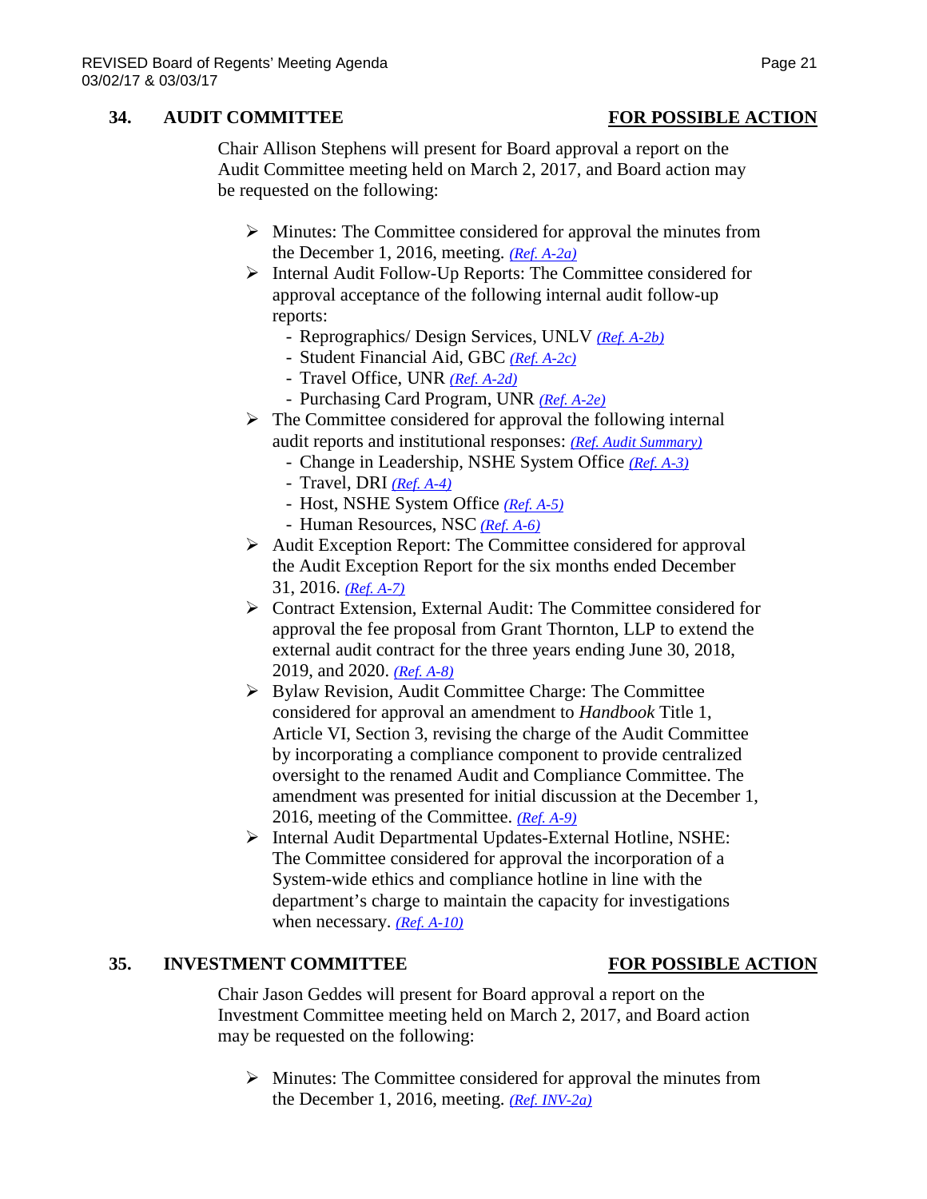**34. AUDIT COMMITTEE** **FOR POSSIBLE ACTION**

Chair Allison Stephens will present for Board approval a report on the Audit Committee meeting held on March 2, 2017, and Board action may be requested on the following:

- Minutes: The Committee considered for approval the minutes from the December 1, 2016, meeting. *(Ref. A-2a)*
- Internal Audit Follow-Up Reports: The Committee considered for approval acceptance of the following internal audit follow-up reports:
  - Reprographics/ Design Services, UNLV *(Ref. A-2b)*
  - Student Financial Aid, GBC *(Ref. A-2c)*
  - Travel Office, UNR *(Ref. A-2d)*
  - Purchasing Card Program, UNR *(Ref. A-2e)*
- The Committee considered for approval the following internal audit reports and institutional responses: *(Ref. Audit Summary)*
  - Change in Leadership, NSHE System Office *(Ref. A-3)*
  - Travel, DRI *(Ref. A-4)*
  - Host, NSHE System Office *(Ref. A-5)*
  - Human Resources, NSC *(Ref. A-6)*
- Audit Exception Report: The Committee considered for approval the Audit Exception Report for the six months ended December 31, 2016. *(Ref. A-7)*
- Contract Extension, External Audit: The Committee considered for approval the fee proposal from Grant Thornton, LLP to extend the external audit contract for the three years ending June 30, 2018, 2019, and 2020. *(Ref. A-8)*
- Bylaw Revision, Audit Committee Charge: The Committee considered for approval an amendment to *Handbook* Title 1, Article VI, Section 3, revising the charge of the Audit Committee by incorporating a compliance component to provide centralized oversight to the renamed Audit and Compliance Committee. The amendment was presented for initial discussion at the December 1, 2016, meeting of the Committee. *(Ref. A-9)*
- Internal Audit Departmental Updates-External Hotline, NSHE: The Committee considered for approval the incorporation of a System-wide ethics and compliance hotline in line with the department's charge to maintain the capacity for investigations when necessary. *(Ref. A-10)*

**35. INVESTMENT COMMITTEE** **FOR POSSIBLE ACTION**

Chair Jason Geddes will present for Board approval a report on the Investment Committee meeting held on March 2, 2017, and Board action may be requested on the following:

- Minutes: The Committee considered for approval the minutes from the December 1, 2016, meeting. *(Ref. INV-2a)*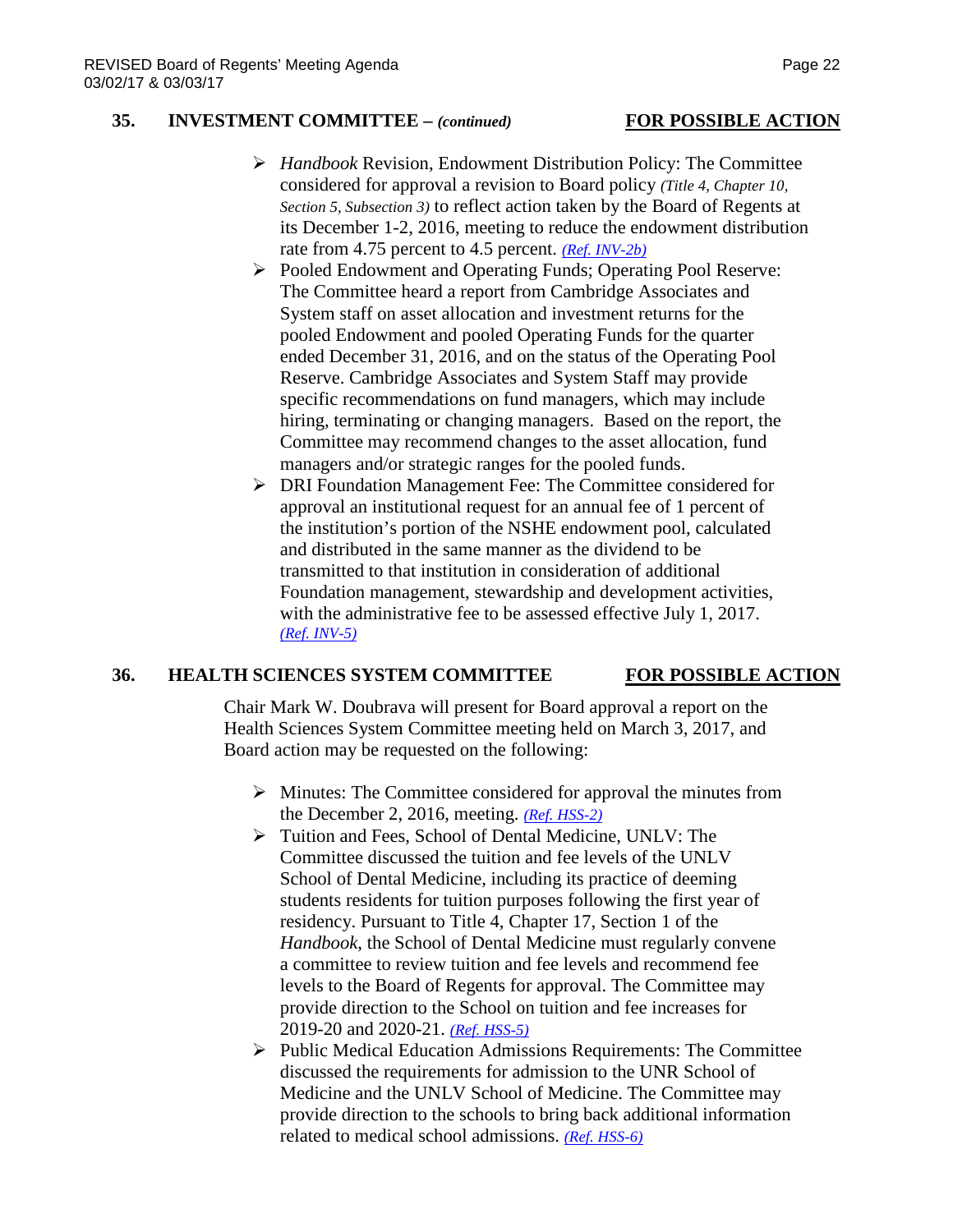## 35. INVESTMENT COMMITTEE – *(continued)* **FOR POSSIBLE ACTION**

- *Handbook* Revision, Endowment Distribution Policy: The Committee considered for approval a revision to Board policy *(Title 4, Chapter 10, Section 5, Subsection 3)* to reflect action taken by the Board of Regents at its December 1-2, 2016, meeting to reduce the endowment distribution rate from 4.75 percent to 4.5 percent. *(Ref. INV-2b)*
- Pooled Endowment and Operating Funds; Operating Pool Reserve: The Committee heard a report from Cambridge Associates and System staff on asset allocation and investment returns for the pooled Endowment and pooled Operating Funds for the quarter ended December 31, 2016, and on the status of the Operating Pool Reserve. Cambridge Associates and System Staff may provide specific recommendations on fund managers, which may include hiring, terminating or changing managers. Based on the report, the Committee may recommend changes to the asset allocation, fund managers and/or strategic ranges for the pooled funds.
- DRI Foundation Management Fee: The Committee considered for approval an institutional request for an annual fee of 1 percent of the institution's portion of the NSHE endowment pool, calculated and distributed in the same manner as the dividend to be transmitted to that institution in consideration of additional Foundation management, stewardship and development activities, with the administrative fee to be assessed effective July 1, 2017. *(Ref. INV-5)*

## 36. HEALTH SCIENCES SYSTEM COMMITTEE **FOR POSSIBLE ACTION**

Chair Mark W. Doubrava will present for Board approval a report on the Health Sciences System Committee meeting held on March 3, 2017, and Board action may be requested on the following:

- Minutes: The Committee considered for approval the minutes from the December 2, 2016, meeting. *(Ref. HSS-2)*
- Tuition and Fees, School of Dental Medicine, UNLV: The Committee discussed the tuition and fee levels of the UNLV School of Dental Medicine, including its practice of deeming students residents for tuition purposes following the first year of residency. Pursuant to Title 4, Chapter 17, Section 1 of the *Handbook*, the School of Dental Medicine must regularly convene a committee to review tuition and fee levels and recommend fee levels to the Board of Regents for approval. The Committee may provide direction to the School on tuition and fee increases for 2019-20 and 2020-21. *(Ref. HSS-5)*
- Public Medical Education Admissions Requirements: The Committee discussed the requirements for admission to the UNR School of Medicine and the UNLV School of Medicine. The Committee may provide direction to the schools to bring back additional information related to medical school admissions. *(Ref. HSS-6)*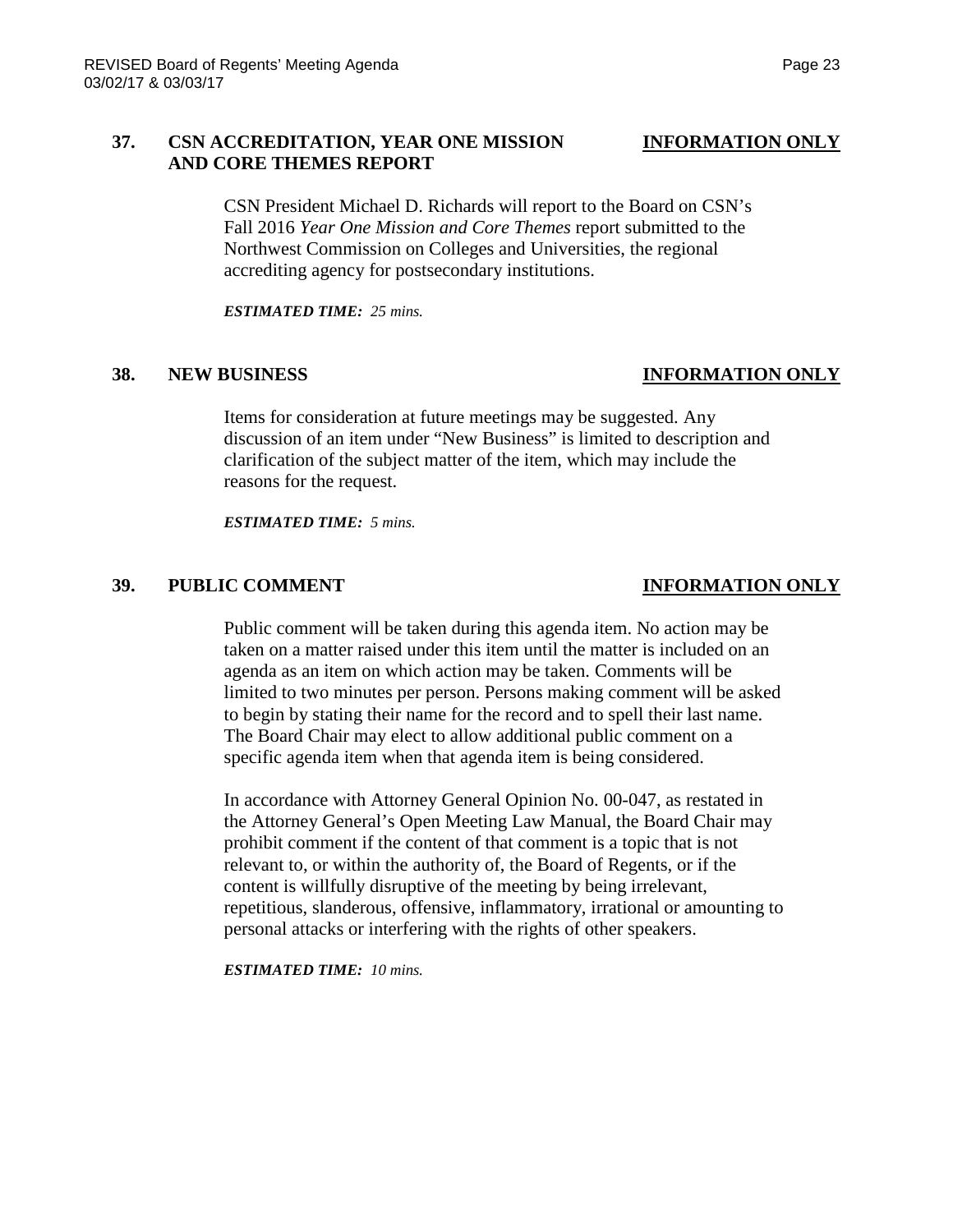### 37. CSN ACCREDITATION, YEAR ONE MISSION AND CORE THEMES REPORT — **INFORMATION ONLY**

CSN President Michael D. Richards will report to the Board on CSN's Fall 2016 *Year One Mission and Core Themes* report submitted to the Northwest Commission on Colleges and Universities, the regional accrediting agency for postsecondary institutions.

***ESTIMATED TIME:*** *25 mins.*

### 38. NEW BUSINESS — **INFORMATION ONLY**

Items for consideration at future meetings may be suggested. Any discussion of an item under "New Business" is limited to description and clarification of the subject matter of the item, which may include the reasons for the request.

***ESTIMATED TIME:*** *5 mins.*

### 39. PUBLIC COMMENT — **INFORMATION ONLY**

Public comment will be taken during this agenda item. No action may be taken on a matter raised under this item until the matter is included on an agenda as an item on which action may be taken. Comments will be limited to two minutes per person. Persons making comment will be asked to begin by stating their name for the record and to spell their last name. The Board Chair may elect to allow additional public comment on a specific agenda item when that agenda item is being considered.

In accordance with Attorney General Opinion No. 00-047, as restated in the Attorney General's Open Meeting Law Manual, the Board Chair may prohibit comment if the content of that comment is a topic that is not relevant to, or within the authority of, the Board of Regents, or if the content is willfully disruptive of the meeting by being irrelevant, repetitious, slanderous, offensive, inflammatory, irrational or amounting to personal attacks or interfering with the rights of other speakers.

***ESTIMATED TIME:*** *10 mins.*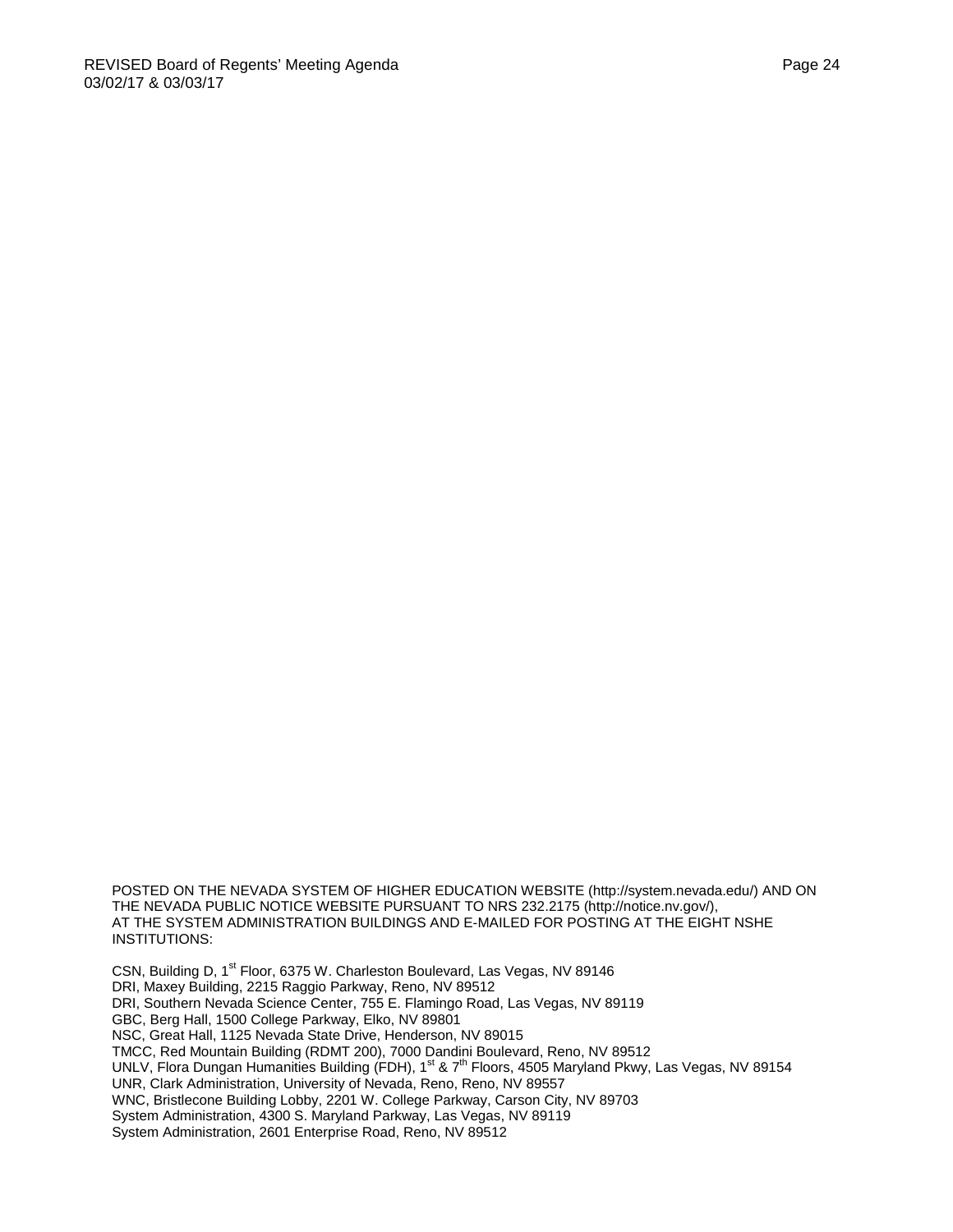POSTED ON THE NEVADA SYSTEM OF HIGHER EDUCATION WEBSITE (http://system.nevada.edu/) AND ON THE NEVADA PUBLIC NOTICE WEBSITE PURSUANT TO NRS 232.2175 (http://notice.nv.gov/), AT THE SYSTEM ADMINISTRATION BUILDINGS AND E-MAILED FOR POSTING AT THE EIGHT NSHE INSTITUTIONS:

CSN, Building D, 1st Floor, 6375 W. Charleston Boulevard, Las Vegas, NV 89146
DRI, Maxey Building, 2215 Raggio Parkway, Reno, NV 89512
DRI, Southern Nevada Science Center, 755 E. Flamingo Road, Las Vegas, NV 89119
GBC, Berg Hall, 1500 College Parkway, Elko, NV 89801
NSC, Great Hall, 1125 Nevada State Drive, Henderson, NV 89015
TMCC, Red Mountain Building (RDMT 200), 7000 Dandini Boulevard, Reno, NV 89512
UNLV, Flora Dungan Humanities Building (FDH), 1st & 7th Floors, 4505 Maryland Pkwy, Las Vegas, NV 89154
UNR, Clark Administration, University of Nevada, Reno, Reno, NV 89557
WNC, Bristlecone Building Lobby, 2201 W. College Parkway, Carson City, NV 89703
System Administration, 4300 S. Maryland Parkway, Las Vegas, NV 89119
System Administration, 2601 Enterprise Road, Reno, NV 89512